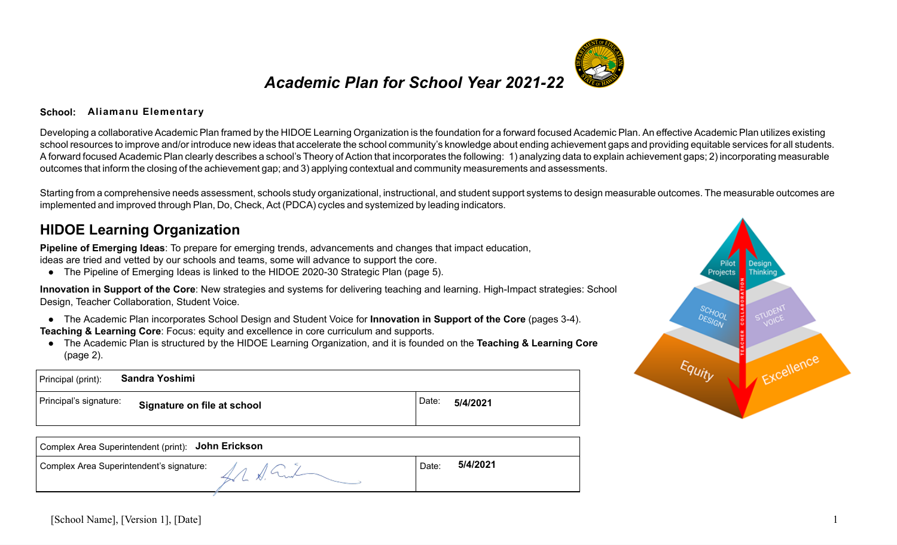# *Academic Plan for School Year 2021-22*

**School:** **Aliamanu Elementary**

Developing a collaborative Academic Plan framed by the HIDOE Learning Organization is the foundation for a forward focused Academic Plan. An effective Academic Plan utilizes existing school resources to improve and/or introduce new ideas that accelerate the school community's knowledge about ending achievement gaps and providing equitable services for all students. A forward focused Academic Plan clearly describes a school's Theory of Action that incorporates the following: 1) analyzing data to explain achievement gaps; 2) incorporating measurable outcomes that inform the closing of the achievement gap; and 3) applying contextual and community measurements and assessments.

Starting from a comprehensive needs assessment, schools study organizational, instructional, and student support systems to design measurable outcomes. The measurable outcomes are implemented and improved through Plan, Do, Check, Act (PDCA) cycles and systemized by leading indicators.

## HIDOE Learning Organization

**Pipeline of Emerging Ideas**: To prepare for emerging trends, advancements and changes that impact education, ideas are tried and vetted by our schools and teams, some will advance to support the core.

- The Pipeline of Emerging Ideas is linked to the HIDOE 2020-30 Strategic Plan (page 5).

**Innovation in Support of the Core**: New strategies and systems for delivering teaching and learning. High-Impact strategies: School Design, Teacher Collaboration, Student Voice.

- The Academic Plan incorporates School Design and Student Voice for **Innovation in Support of the Core** (pages 3-4).

**Teaching & Learning Core**: Focus: equity and excellence in core curriculum and supports.

- The Academic Plan is structured by the HIDOE Learning Organization, and it is founded on the **Teaching & Learning Core** (page 2).

| Principal (print): **Sandra Yoshimi** | |
|---|---|
| Principal's signature: **Signature on file at school** | Date: **5/4/2021** |

| Complex Area Superintendent (print): **John Erickson** | |
|---|---|
| Complex Area Superintendent's signature: | Date: **5/4/2021** |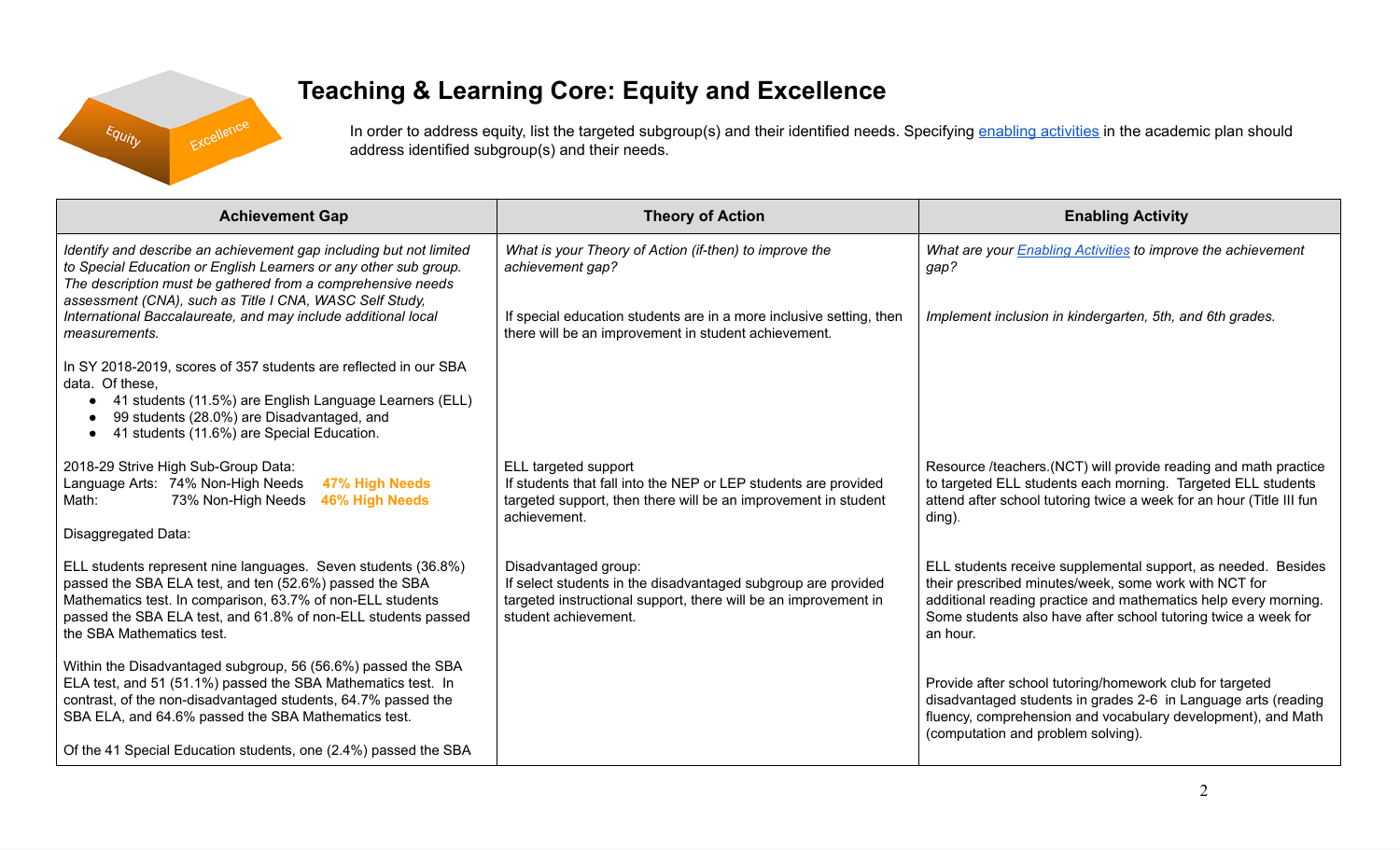# Teaching & Learning Core: Equity and Excellence

In order to address equity, list the targeted subgroup(s) and their identified needs. Specifying enabling activities in the academic plan should address identified subgroup(s) and their needs.

| Achievement Gap | Theory of Action | Enabling Activity |
|---|---|---|
| *Identify and describe an achievement gap including but not limited to Special Education or English Learners or any other sub group. The description must be gathered from a comprehensive needs assessment (CNA), such as Title I CNA, WASC Self Study, International Baccalaureate, and may include additional local measurements.*<br><br>In SY 2018-2019, scores of 357 students are reflected in our SBA data. Of these,<br>• 41 students (11.5%) are English Language Learners (ELL)<br>• 99 students (28.0%) are Disadvantaged, and<br>• 41 students (11.6%) are Special Education. | *What is your Theory of Action (if-then) to improve the achievement gap?*<br><br>If special education students are in a more inclusive setting, then there will be an improvement in student achievement. | *What are your Enabling Activities to improve the achievement gap?*<br><br>*Implement inclusion in kindergarten, 5th, and 6th grades.* |
| 2018-29 Strive High Sub-Group Data:<br>Language Arts: 74% Non-High Needs **47% High Needs**<br>Math: 73% Non-High Needs **46% High Needs**<br><br>Disaggregated Data: | ELL targeted support<br>If students that fall into the NEP or LEP students are provided targeted support, then there will be an improvement in student achievement. | Resource /teachers.(NCT) will provide reading and math practice to targeted ELL students each morning. Targeted ELL students attend after school tutoring twice a week for an hour (Title III fun ding). |
| ELL students represent nine languages. Seven students (36.8%) passed the SBA ELA test, and ten (52.6%) passed the SBA Mathematics test. In comparison, 63.7% of non-ELL students passed the SBA ELA test, and 61.8% of non-ELL students passed the SBA Mathematics test. | Disadvantaged group:<br>If select students in the disadvantaged subgroup are provided targeted instructional support, there will be an improvement in student achievement. | ELL students receive supplemental support, as needed. Besides their prescribed minutes/week, some work with NCT for additional reading practice and mathematics help every morning. Some students also have after school tutoring twice a week for an hour. |
| Within the Disadvantaged subgroup, 56 (56.6%) passed the SBA ELA test, and 51 (51.1%) passed the SBA Mathematics test. In contrast, of the non-disadvantaged students, 64.7% passed the SBA ELA, and 64.6% passed the SBA Mathematics test.<br><br>Of the 41 Special Education students, one (2.4%) passed the SBA | | Provide after school tutoring/homework club for targeted disadvantaged students in grades 2-6 in Language arts (reading fluency, comprehension and vocabulary development), and Math (computation and problem solving). |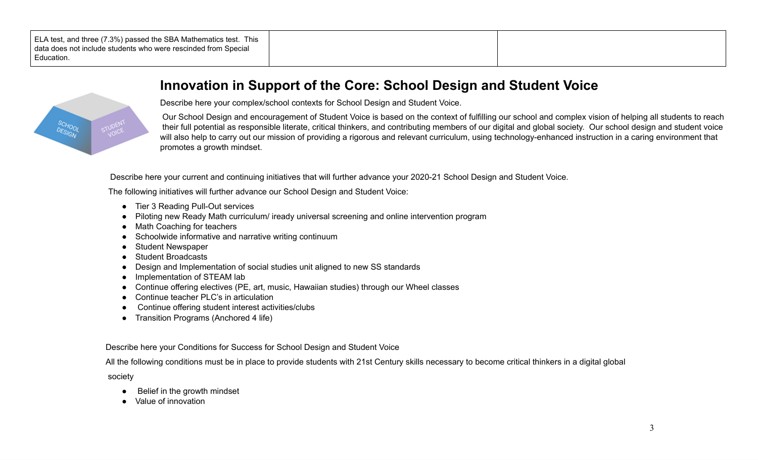| ELA test, and three (7.3%) passed the SBA Mathematics test. This data does not include students who were rescinded from Special Education. | | |
|---|---|---|

## Innovation in Support of the Core: School Design and Student Voice

Describe here your complex/school contexts for School Design and Student Voice.

Our School Design and encouragement of Student Voice is based on the context of fulfilling our school and complex vision of helping all students to reach their full potential as responsible literate, critical thinkers, and contributing members of our digital and global society. Our school design and student voice will also help to carry out our mission of providing a rigorous and relevant curriculum, using technology-enhanced instruction in a caring environment that promotes a growth mindset.

Describe here your current and continuing initiatives that will further advance your 2020-21 School Design and Student Voice.

The following initiatives will further advance our School Design and Student Voice:

- Tier 3 Reading Pull-Out services
- Piloting new Ready Math curriculum/ iready universal screening and online intervention program
- Math Coaching for teachers
- Schoolwide informative and narrative writing continuum
- Student Newspaper
- Student Broadcasts
- Design and Implementation of social studies unit aligned to new SS standards
- Implementation of STEAM lab
- Continue offering electives (PE, art, music, Hawaiian studies) through our Wheel classes
- Continue teacher PLC's in articulation
- Continue offering student interest activities/clubs
- Transition Programs (Anchored 4 life)

Describe here your Conditions for Success for School Design and Student Voice

All the following conditions must be in place to provide students with 21st Century skills necessary to become critical thinkers in a digital global society

- Belief in the growth mindset
- Value of innovation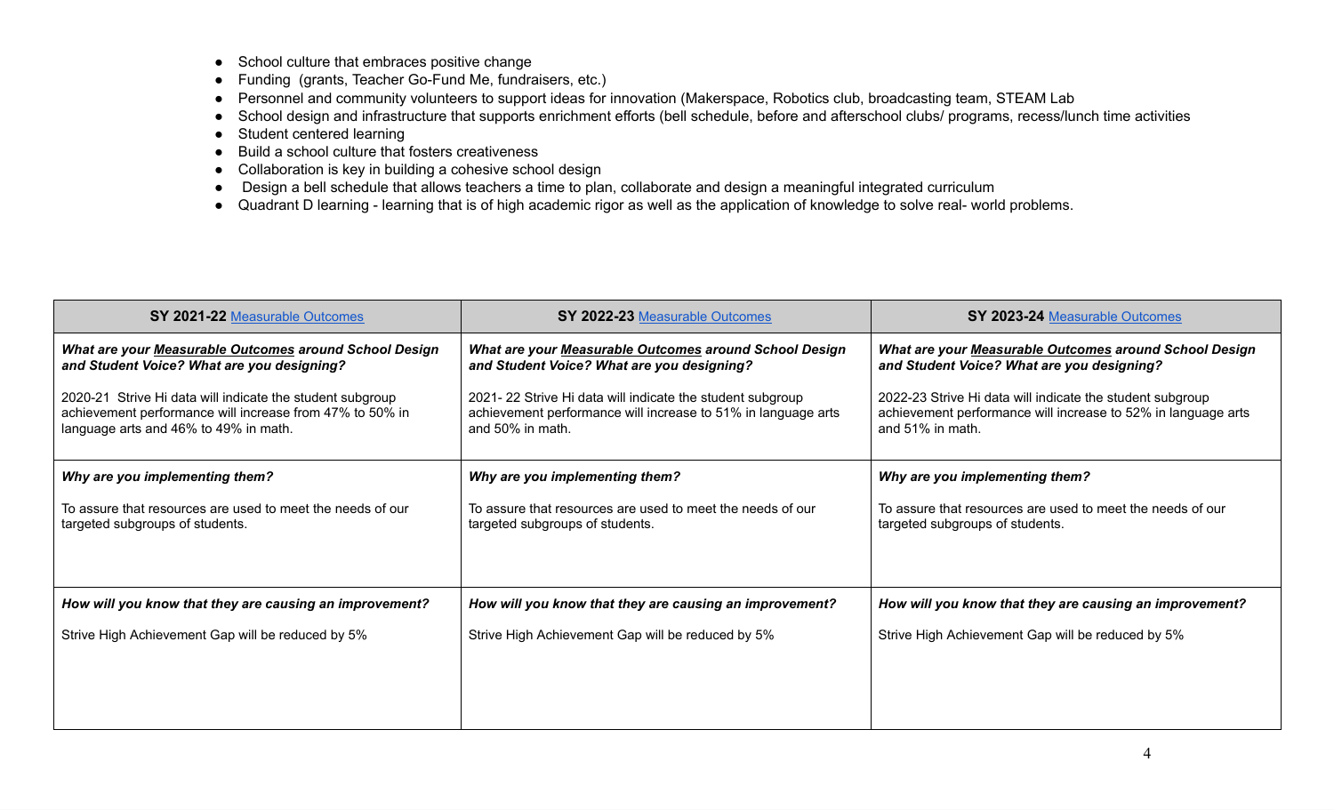- School culture that embraces positive change
- Funding  (grants, Teacher Go-Fund Me, fundraisers, etc.)
- Personnel and community volunteers to support ideas for innovation (Makerspace, Robotics club, broadcasting team, STEAM Lab
- School design and infrastructure that supports enrichment efforts (bell schedule, before and afterschool clubs/ programs, recess/lunch time activities
- Student centered learning
- Build a school culture that fosters creativeness
- Collaboration is key in building a cohesive school design
- Design a bell schedule that allows teachers a time to plan, collaborate and design a meaningful integrated curriculum
- Quadrant D learning - learning that is of high academic rigor as well as the application of knowledge to solve real- world problems.

| **SY 2021-22** Measurable Outcomes | **SY 2022-23** Measurable Outcomes | **SY 2023-24** Measurable Outcomes |
|---|---|---|
| ***What are your <u>Measurable Outcomes</u> around School Design and Student Voice? What are you designing?***<br><br>2020-21  Strive Hi data will indicate the student subgroup achievement performance will increase from 47% to 50% in language arts and 46% to 49% in math. | ***What are your <u>Measurable Outcomes</u> around School Design and Student Voice? What are you designing?***<br><br>2021- 22 Strive Hi data will indicate the student subgroup achievement performance will increase to 51% in language arts and 50% in math. | ***What are your <u>Measurable Outcomes</u> around School Design and Student Voice? What are you designing?***<br><br>2022-23 Strive Hi data will indicate the student subgroup achievement performance will increase to 52% in language arts and 51% in math. |
| ***Why are you implementing them?***<br><br>To assure that resources are used to meet the needs of our targeted subgroups of students. | ***Why are you implementing them?***<br><br>To assure that resources are used to meet the needs of our targeted subgroups of students. | ***Why are you implementing them?***<br><br>To assure that resources are used to meet the needs of our targeted subgroups of students. |
| ***How will you know that they are causing an improvement?***<br><br>Strive High Achievement Gap will be reduced by 5% | ***How will you know that they are causing an improvement?***<br><br>Strive High Achievement Gap will be reduced by 5% | ***How will you know that they are causing an improvement?***<br><br>Strive High Achievement Gap will be reduced by 5% |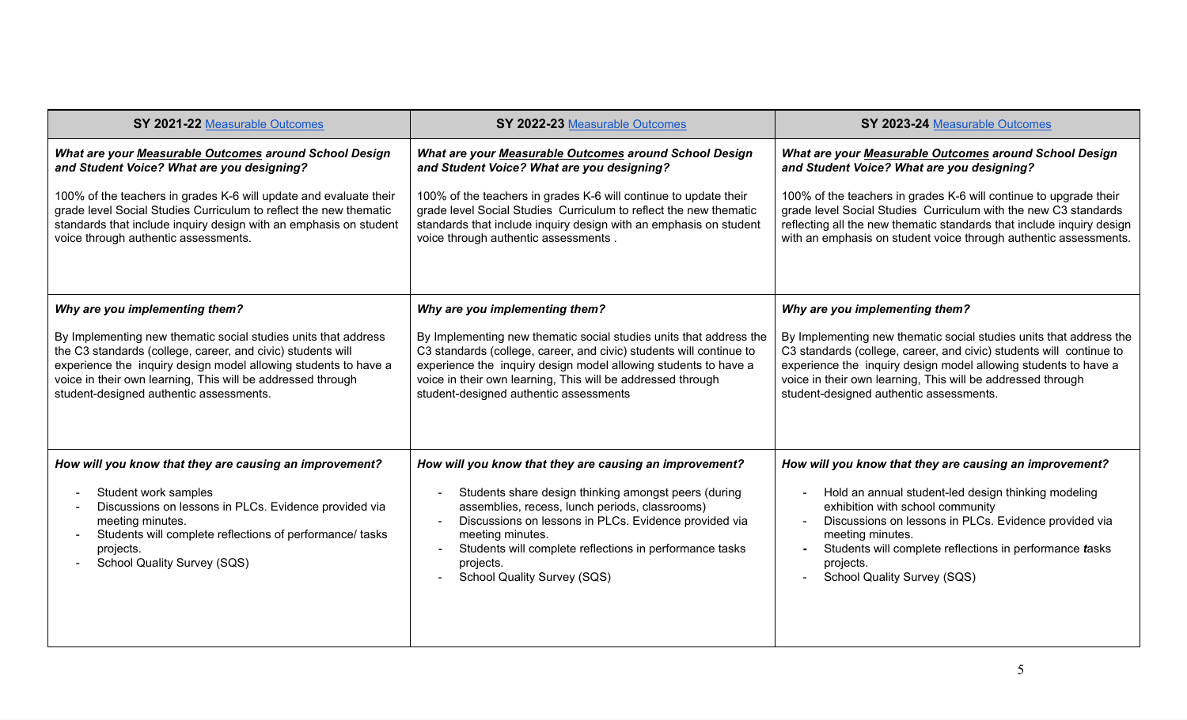| SY 2021-22 [Measurable Outcomes] | SY 2022-23 [Measurable Outcomes] | SY 2023-24 [Measurable Outcomes] |
|---|---|---|
| ***What are your <u>Measurable Outcomes</u> around School Design and Student Voice? What are you designing?***<br><br>100% of the teachers in grades K-6 will update and evaluate their grade level Social Studies Curriculum to reflect the new thematic standards that include inquiry design with an emphasis on student voice through authentic assessments. | ***What are your <u>Measurable Outcomes</u> around School Design and Student Voice? What are you designing?***<br><br>100% of the teachers in grades K-6 will continue to update their grade level Social Studies Curriculum to reflect the new thematic standards that include inquiry design with an emphasis on student voice through authentic assessments . | ***What are your <u>Measurable Outcomes</u> around School Design and Student Voice? What are you designing?***<br><br>100% of the teachers in grades K-6 will continue to upgrade their grade level Social Studies Curriculum with the new C3 standards reflecting all the new thematic standards that include inquiry design with an emphasis on student voice through authentic assessments. |
| ***Why are you implementing them?***<br><br>By Implementing new thematic social studies units that address the C3 standards (college, career, and civic) students will experience the inquiry design model allowing students to have a voice in their own learning, This will be addressed through student-designed authentic assessments. | ***Why are you implementing them?***<br><br>By Implementing new thematic social studies units that address the C3 standards (college, career, and civic) students will continue to experience the inquiry design model allowing students to have a voice in their own learning, This will be addressed through student-designed authentic assessments | ***Why are you implementing them?***<br><br>By Implementing new thematic social studies units that address the C3 standards (college, career, and civic) students will continue to experience the inquiry design model allowing students to have a voice in their own learning, This will be addressed through student-designed authentic assessments. |
| ***How will you know that they are causing an improvement?***<br><br>- Student work samples<br>- Discussions on lessons in PLCs. Evidence provided via meeting minutes.<br>- Students will complete reflections of performance/ tasks projects.<br>- School Quality Survey (SQS) | ***How will you know that they are causing an improvement?***<br><br>- Students share design thinking amongst peers (during assemblies, recess, lunch periods, classrooms)<br>- Discussions on lessons in PLCs. Evidence provided via meeting minutes.<br>- Students will complete reflections in performance tasks projects.<br>- School Quality Survey (SQS) | ***How will you know that they are causing an improvement?***<br><br>- Hold an annual student-led design thinking modeling exhibition with school community<br>- Discussions on lessons in PLCs. Evidence provided via meeting minutes.<br>- Students will complete reflections in performance tasks projects.<br>- School Quality Survey (SQS) |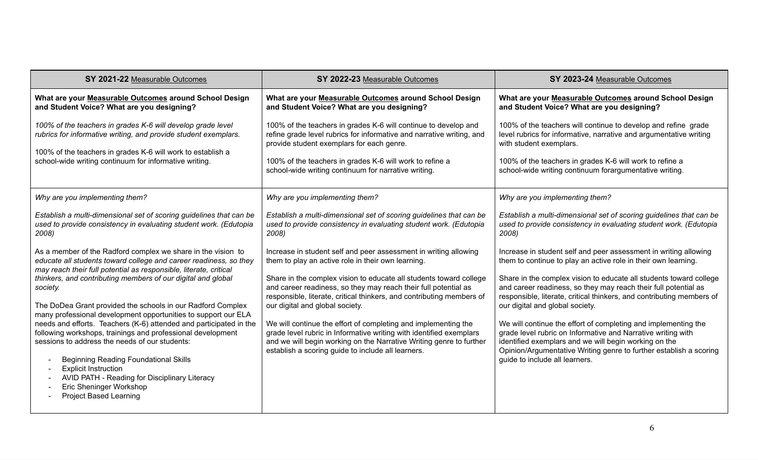| **SY 2021-22** Measurable Outcomes | **SY 2022-23** Measurable Outcomes | **SY 2023-24** Measurable Outcomes |
|---|---|---|
| **What are your Measurable Outcomes around School Design and Student Voice? What are you designing?**<br><br>*100% of the teachers in grades K-6 will develop grade level rubrics for informative writing, and provide student exemplars.*<br><br>100% of the teachers in grades K-6 will work to establish a school-wide writing continuum for informative writing. | **What are your Measurable Outcomes around School Design and Student Voice? What are you designing?**<br><br>100% of the teachers in grades K-6 will continue to develop and refine grade level rubrics for informative and narrative writing, and provide student exemplars for each genre.<br><br>100% of the teachers in grades K-6 will work to refine a school-wide writing continuum for narrative writing. | **What are your Measurable Outcomes around School Design and Student Voice? What are you designing?**<br><br>100% of the teachers will continue to develop and refine grade level rubrics for informative, narrative and argumentative writing with student exemplars.<br><br>100% of the teachers in grades K-6 will work to refine a school-wide writing continuum forargumentative writing. |
| *Why are you implementing them?*<br><br>*Establish a multi-dimensional set of scoring guidelines that can be used to provide consistency in evaluating student work. (Edutopia 2008)*<br><br>As a member of the Radford complex we share in the vision to *educate all students toward college and career readiness, so they may reach their full potential as responsible, literate, critical thinkers, and contributing members of our digital and global society.*<br><br>The DoDea Grant provided the schools in our Radford Complex many professional development opportunities to support our ELA needs and efforts. Teachers (K-6) attended and participated in the following workshops, trainings and professional development sessions to address the needs of our students:<br><br>- Beginning Reading Foundational Skills<br>- Explicit Instruction<br>- AVID PATH - Reading for Disciplinary Literacy<br>- Eric Sheninger Workshop<br>- Project Based Learning | *Why are you implementing them?*<br><br>*Establish a multi-dimensional set of scoring guidelines that can be used to provide consistency in evaluating student work. (Edutopia 2008)*<br><br>Increase in student self and peer assessment in writing allowing them to play an active role in their own learning.<br><br>Share in the complex vision to educate all students toward college and career readiness, so they may reach their full potential as responsible, literate, critical thinkers, and contributing members of our digital and global society.<br><br>We will continue the effort of completing and implementing the grade level rubric in Informative writing with identified exemplars and we will begin working on the Narrative Writing genre to further establish a scoring guide to include all learners. | *Why are you implementing them?*<br><br>*Establish a multi-dimensional set of scoring guidelines that can be used to provide consistency in evaluating student work. (Edutopia 2008)*<br><br>Increase in student self and peer assessment in writing allowing them to continue to play an active role in their own learning.<br><br>Share in the complex vision to educate all students toward college and career readiness, so they may reach their full potential as responsible, literate, critical thinkers, and contributing members of our digital and global society.<br><br>We will continue the effort of completing and implementing the grade level rubric on Informative and Narrative writing with identified exemplars and we will begin working on the Opinion/Argumentative Writing genre to further establish a scoring guide to include all learners. |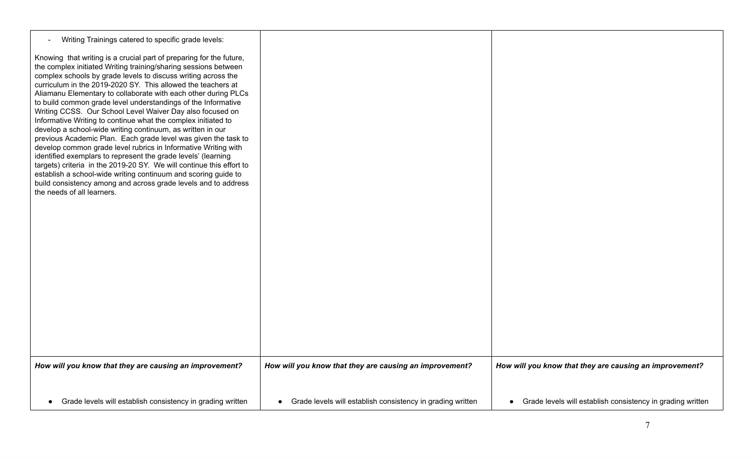| | | |
|---|---|---|
| - Writing Trainings catered to specific grade levels:<br><br>Knowing that writing is a crucial part of preparing for the future, the complex initiated Writing training/sharing sessions between complex schools by grade levels to discuss writing across the curriculum in the 2019-2020 SY. This allowed the teachers at Aliamanu Elementary to collaborate with each other during PLCs to build common grade level understandings of the Informative Writing CCSS. Our School Level Waiver Day also focused on Informative Writing to continue what the complex initiated to develop a school-wide writing continuum, as written in our previous Academic Plan. Each grade level was given the task to develop common grade level rubrics in Informative Writing with identified exemplars to represent the grade levels' (learning targets) criteria in the 2019-20 SY. We will continue this effort to establish a school-wide writing continuum and scoring guide to build consistency among and across grade levels and to address the needs of all learners. | | |
| ***How will you know that they are causing an improvement?*** | ***How will you know that they are causing an improvement?*** | ***How will you know that they are causing an improvement?*** |
| • Grade levels will establish consistency in grading written | • Grade levels will establish consistency in grading written | • Grade levels will establish consistency in grading written |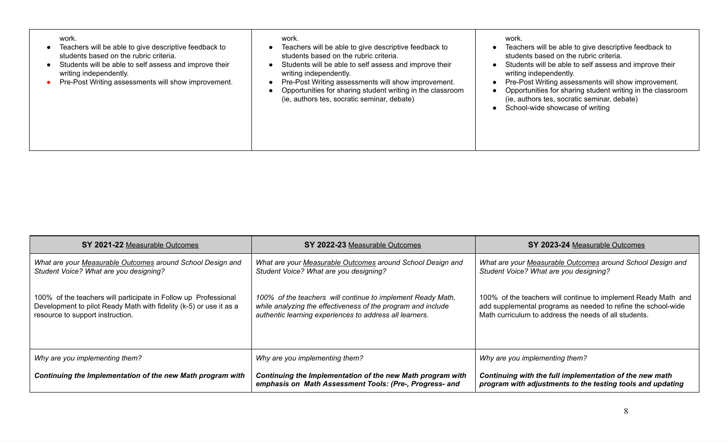| | | |
|---|---|---|
| work.<br>• Teachers will be able to give descriptive feedback to students based on the rubric criteria.<br>• Students will be able to self assess and improve their writing independently.<br>• Pre-Post Writing assessments will show improvement. | work.<br>• Teachers will be able to give descriptive feedback to students based on the rubric criteria.<br>• Students will be able to self assess and improve their writing independently.<br>• Pre-Post Writing assessments will show improvement.<br>• Opportunities for sharing student writing in the classroom (ie, authors tes, socratic seminar, debate) | work.<br>• Teachers will be able to give descriptive feedback to students based on the rubric criteria.<br>• Students will be able to self assess and improve their writing independently.<br>• Pre-Post Writing assessments will show improvement.<br>• Opportunities for sharing student writing in the classroom (ie, authors tes, socratic seminar, debate)<br>• School-wide showcase of writing |

| **SY 2021-22** Measurable Outcomes | **SY 2022-23** Measurable Outcomes | **SY 2023-24** Measurable Outcomes |
|---|---|---|
| *What are your Measurable Outcomes around School Design and Student Voice? What are you designing?*<br><br>100% of the teachers will participate in Follow up Professional Development to pilot Ready Math with fidelity (k-5) or use it as a resource to support instruction. | *What are your Measurable Outcomes around School Design and Student Voice? What are you designing?*<br><br>*100% of the teachers will continue to implement Ready Math, while analyzing the effectiveness of the program and include authentic learning experiences to address all learners.* | *What are your Measurable Outcomes around School Design and Student Voice? What are you designing?*<br><br>100% of the teachers will continue to implement Ready Math and add supplemental programs as needed to refine the school-wide Math curriculum to address the needs of all students. |
| *Why are you implementing them?*<br><br>***Continuing the Implementation of the new Math program with*** | *Why are you implementing them?*<br><br>***Continuing the Implementation of the new Math program with emphasis on Math Assessment Tools: (Pre-, Progress- and*** | *Why are you implementing them?*<br><br>***Continuing with the full implementation of the new math program with adjustments to the testing tools and updating*** |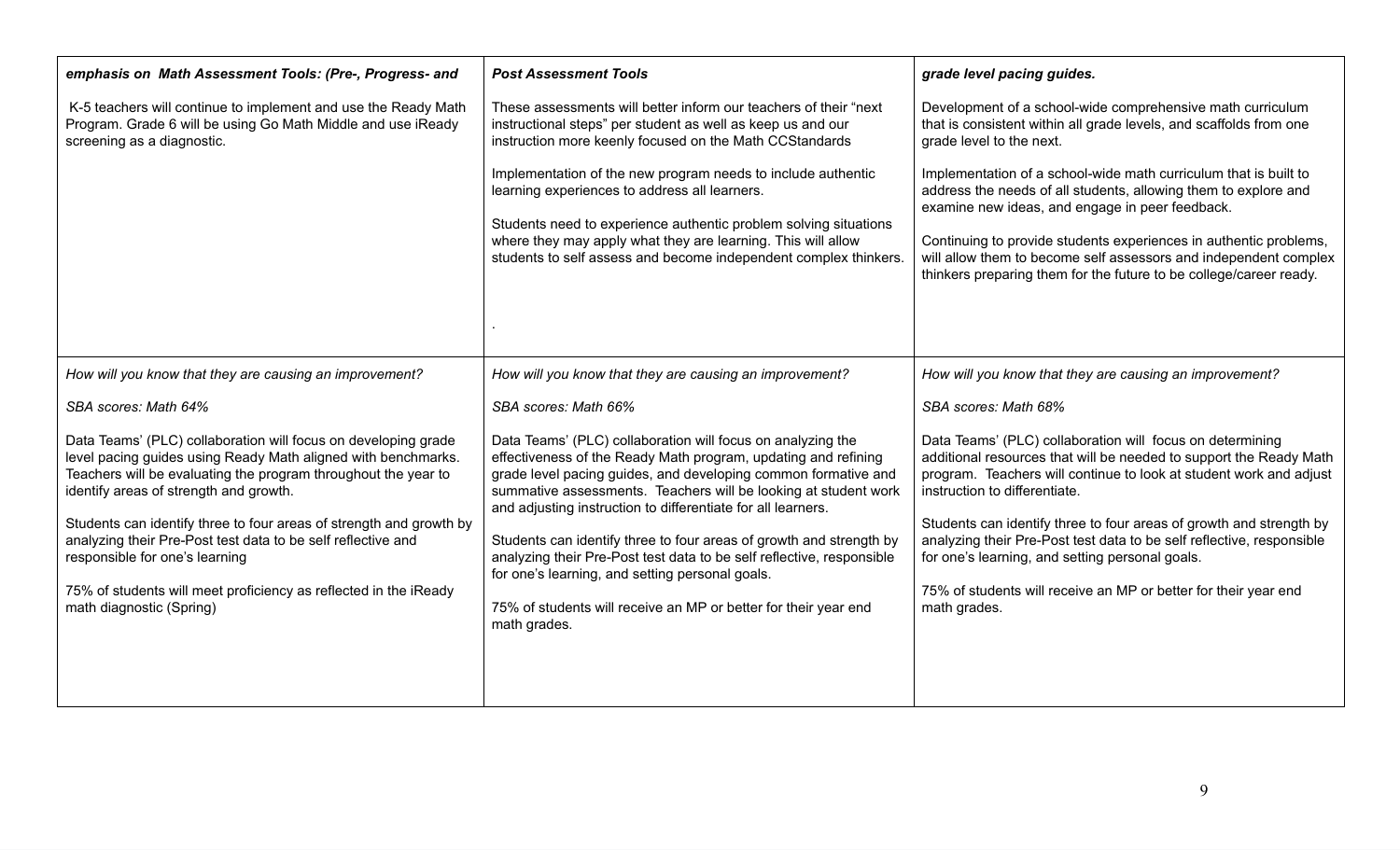| *emphasis on Math Assessment Tools: (Pre-, Progress- and* | *Post Assessment Tools* | *grade level pacing guides.* |
|---|---|---|
| K-5 teachers will continue to implement and use the Ready Math Program. Grade 6 will be using Go Math Middle and use iReady screening as a diagnostic. | These assessments will better inform our teachers of their "next instructional steps" per student as well as keep us and our instruction more keenly focused on the Math CCStandards<br><br>Implementation of the new program needs to include authentic learning experiences to address all learners.<br><br>Students need to experience authentic problem solving situations where they may apply what they are learning. This will allow students to self assess and become independent complex thinkers.<br><br>. | Development of a school-wide comprehensive math curriculum that is consistent within all grade levels, and scaffolds from one grade level to the next.<br><br>Implementation of a school-wide math curriculum that is built to address the needs of all students, allowing them to explore and examine new ideas, and engage in peer feedback.<br><br>Continuing to provide students experiences in authentic problems, will allow them to become self assessors and independent complex thinkers preparing them for the future to be college/career ready. |
| *How will you know that they are causing an improvement?*<br><br>*SBA scores: Math 64%*<br><br>Data Teams' (PLC) collaboration will focus on developing grade level pacing guides using Ready Math aligned with benchmarks. Teachers will be evaluating the program throughout the year to identify areas of strength and growth.<br><br>Students can identify three to four areas of strength and growth by analyzing their Pre-Post test data to be self reflective and responsible for one's learning<br><br>75% of students will meet proficiency as reflected in the iReady math diagnostic (Spring) | *How will you know that they are causing an improvement?*<br><br>*SBA scores: Math 66%*<br><br>Data Teams' (PLC) collaboration will focus on analyzing the effectiveness of the Ready Math program, updating and refining grade level pacing guides, and developing common formative and summative assessments. Teachers will be looking at student work and adjusting instruction to differentiate for all learners.<br><br>Students can identify three to four areas of growth and strength by analyzing their Pre-Post test data to be self reflective, responsible for one's learning, and setting personal goals.<br><br>75% of students will receive an MP or better for their year end math grades. | *How will you know that they are causing an improvement?*<br><br>*SBA scores: Math 68%*<br><br>Data Teams' (PLC) collaboration will focus on determining additional resources that will be needed to support the Ready Math program. Teachers will continue to look at student work and adjust instruction to differentiate.<br><br>Students can identify three to four areas of growth and strength by analyzing their Pre-Post test data to be self reflective, responsible for one's learning, and setting personal goals.<br><br>75% of students will receive an MP or better for their year end math grades. |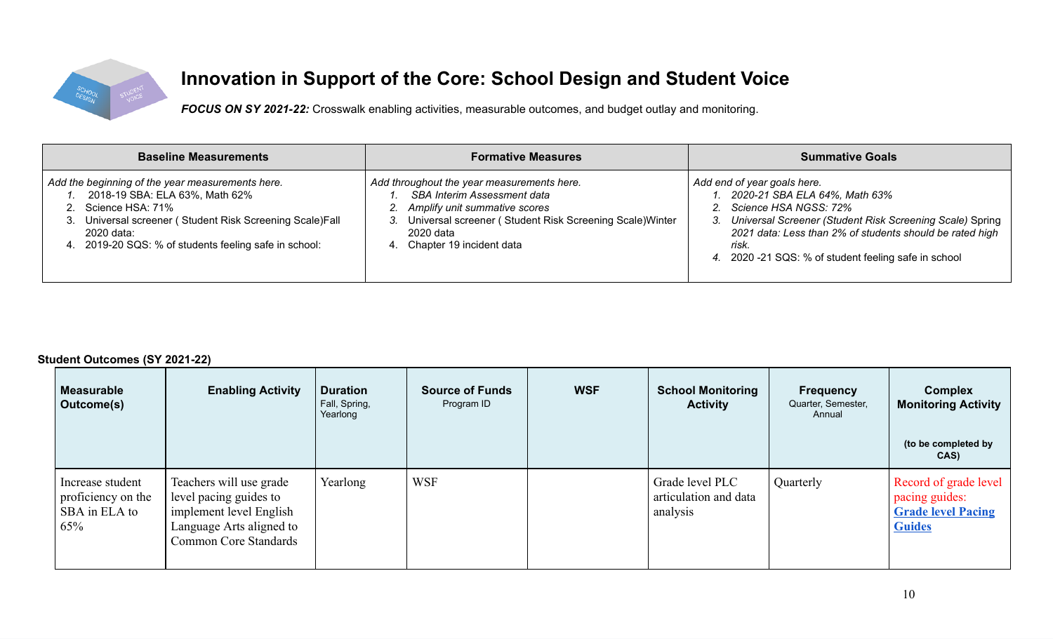# Innovation in Support of the Core: School Design and Student Voice

***FOCUS ON SY 2021-22:*** Crosswalk enabling activities, measurable outcomes, and budget outlay and monitoring.

| Baseline Measurements | Formative Measures | Summative Goals |
|---|---|---|
| *Add the beginning of the year measurements here.*<br>1. 2018-19 SBA: ELA 63%, Math 62%<br>2. Science HSA: 71%<br>3. Universal screener ( Student Risk Screening Scale)Fall 2020 data:<br>4. 2019-20 SQS: % of students feeling safe in school: | *Add throughout the year measurements here.*<br>1. *SBA Interim Assessment data*<br>2. *Amplify unit summative scores*<br>3. Universal screener ( Student Risk Screening Scale)Winter 2020 data<br>4. Chapter 19 incident data | *Add end of year goals here.*<br>1. *2020-21 SBA ELA 64%, Math 63%*<br>2. *Science HSA NGSS: 72%*<br>3. *Universal Screener (Student Risk Screening Scale)* Spring *2021 data: Less than 2% of students should be rated high risk.*<br>4. 2020 -21 SQS: % of student feeling safe in school |

**Student Outcomes (SY 2021-22)**

| **Measurable Outcome(s)** | **Enabling Activity** | **Duration** Fall, Spring, Yearlong | **Source of Funds** Program ID | **WSF** | **School Monitoring Activity** | **Frequency** Quarter, Semester, Annual | **Complex Monitoring Activity** (to be completed by CAS) |
|---|---|---|---|---|---|---|---|
| Increase student proficiency on the SBA in ELA to 65% | Teachers will use grade level pacing guides to implement level English Language Arts aligned to Common Core Standards | Yearlong | WSF | | Grade level PLC articulation and data analysis | Quarterly | Record of grade level pacing guides: **Grade level Pacing Guides** |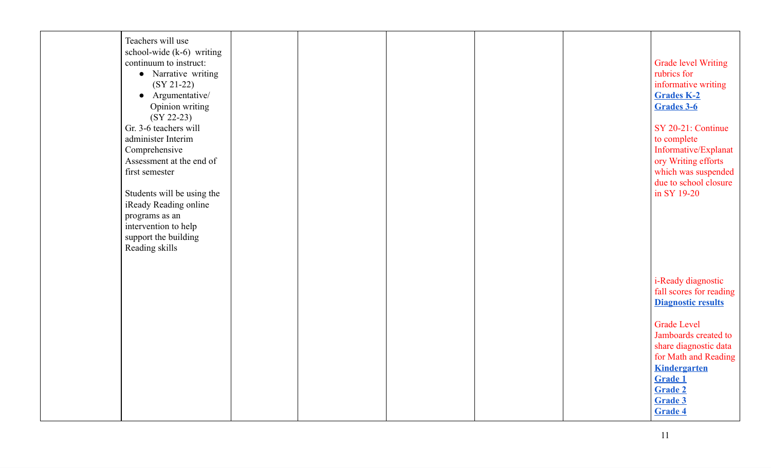| | | | | | | | |
|---|---|---|---|---|---|---|---|
| | Teachers will use school-wide (k-6) writing continuum to instruct:<br>• Narrative writing (SY 21-22)<br>• Argumentative/ Opinion writing (SY 22-23)<br>Gr. 3-6 teachers will administer Interim Comprehensive Assessment at the end of first semester<br><br>Students will be using the iReady Reading online programs as an intervention to help support the building Reading skills | | | | | | Grade level Writing rubrics for informative writing<br>**Grades K-2**<br>**Grades 3-6**<br><br>SY 20-21: Continue to complete Informative/Explanatory Writing efforts which was suspended due to school closure in SY 19-20<br><br>i-Ready diagnostic fall scores for reading<br>**Diagnostic results**<br><br>Grade Level Jamboards created to share diagnostic data for Math and Reading<br>**Kindergarten**<br>**Grade 1**<br>**Grade 2**<br>**Grade 3**<br>**Grade 4** |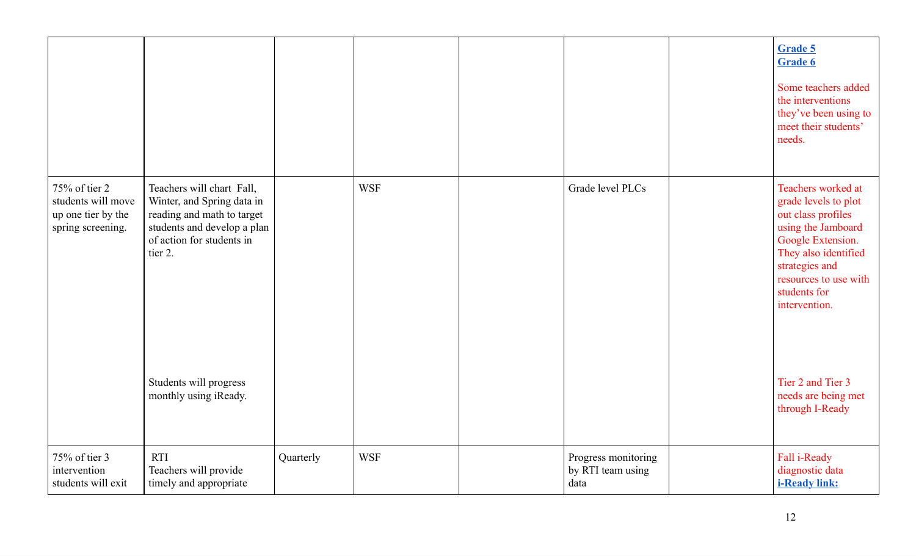| | | | | | | | |
|---|---|---|---|---|---|---|---|
| | | | | | | | **Grade 5** **Grade 6** Some teachers added the interventions they've been using to meet their students' needs. |
| 75% of tier 2 students will move up one tier by the spring screening. | Teachers will chart Fall, Winter, and Spring data in reading and math to target students and develop a plan of action for students in tier 2. Students will progress monthly using iReady. | | WSF | | Grade level PLCs | | Teachers worked at grade levels to plot out class profiles using the Jamboard Google Extension. They also identified strategies and resources to use with students for intervention. Tier 2 and Tier 3 needs are being met through I-Ready |
| 75% of tier 3 intervention students will exit | RTI Teachers will provide timely and appropriate | Quarterly | WSF | | Progress monitoring by RTI team using data | | Fall i-Ready diagnostic data **i-Ready link:** |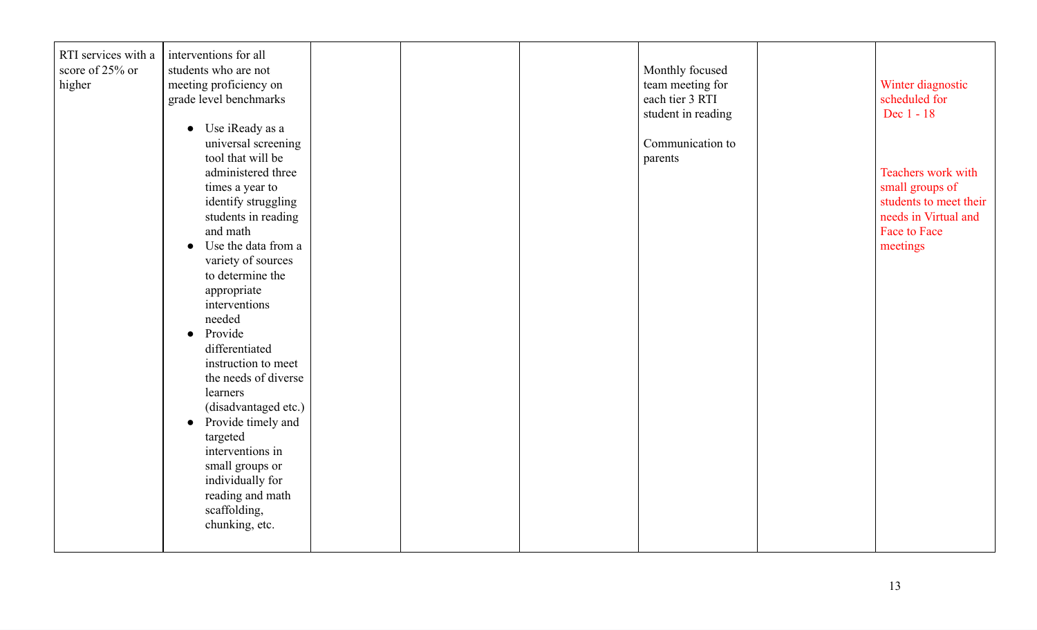| | | | | | | | |
|---|---|---|---|---|---|---|---|
| RTI services with a score of 25% or higher | interventions for all students who are not meeting proficiency on grade level benchmarks<br><br>• Use iReady as a universal screening tool that will be administered three times a year to identify struggling students in reading and math<br>• Use the data from a variety of sources to determine the appropriate interventions needed<br>• Provide differentiated instruction to meet the needs of diverse learners (disadvantaged etc.)<br>• Provide timely and targeted interventions in small groups or individually for reading and math scaffolding, chunking, etc. | | | | Monthly focused team meeting for each tier 3 RTI student in reading<br><br>Communication to parents | | Winter diagnostic scheduled for Dec 1 - 18<br><br>Teachers work with small groups of students to meet their needs in Virtual and Face to Face meetings |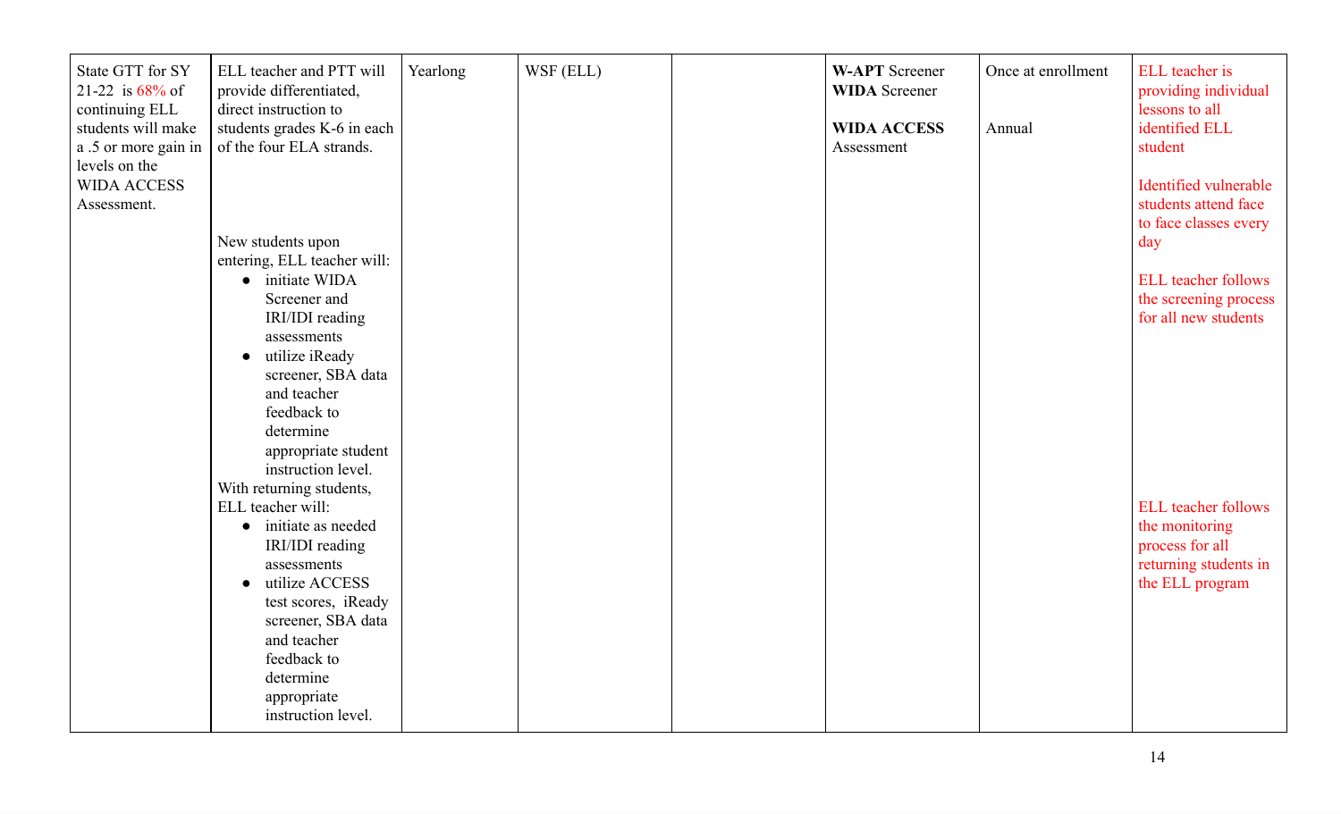| State GTT for SY 21-22 is 68% of continuing ELL students will make a .5 or more gain in levels on the WIDA ACCESS Assessment. | ELL teacher and PTT will provide differentiated, direct instruction to students grades K-6 in each of the four ELA strands.<br><br>New students upon entering, ELL teacher will:<br>• initiate WIDA Screener and IRI/IDI reading assessments<br>• utilize iReady screener, SBA data and teacher feedback to determine appropriate student instruction level.<br>With returning students, ELL teacher will:<br>• initiate as needed IRI/IDI reading assessments<br>• utilize ACCESS test scores, iReady screener, SBA data and teacher feedback to determine appropriate instruction level. | Yearlong | WSF (ELL) | | **W-APT** Screener<br>**WIDA** Screener<br><br>**WIDA ACCESS** Assessment | Once at enrollment<br><br>Annual | ELL teacher is providing individual lessons to all identified ELL student<br><br>Identified vulnerable students attend face to face classes every day<br><br>ELL teacher follows the screening process for all new students<br><br>ELL teacher follows the monitoring process for all returning students in the ELL program |
|---|---|---|---|---|---|---|---|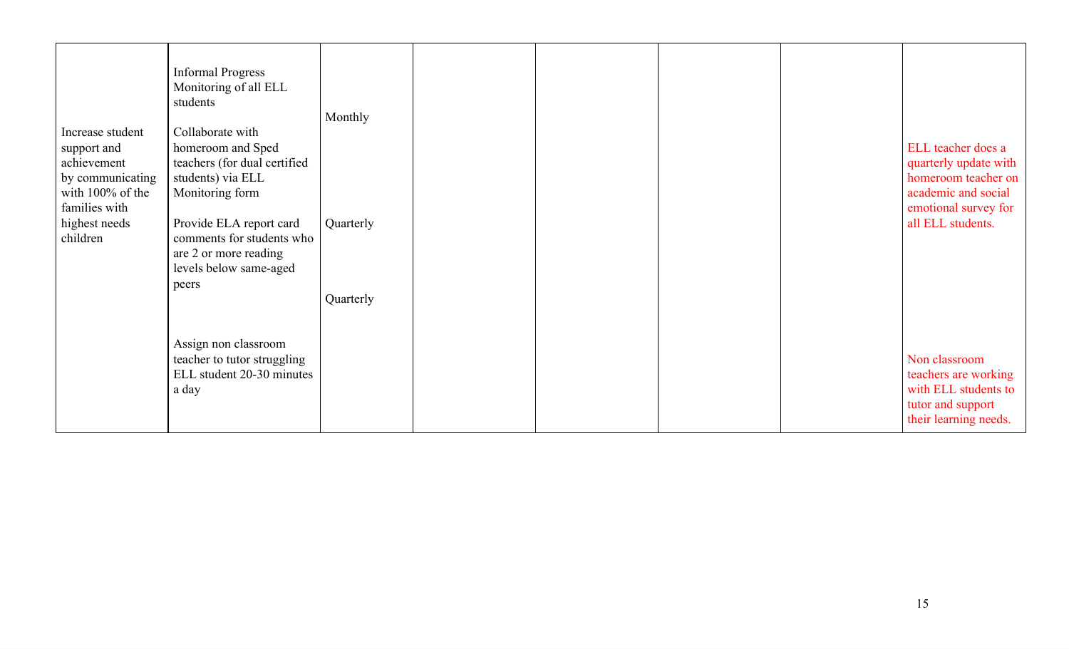| | | | | | | | |
|---|---|---|---|---|---|---|---|
| Increase student support and achievement by communicating with 100% of the families with highest needs children | Informal Progress Monitoring of all ELL students<br><br>Collaborate with homeroom and Sped teachers (for dual certified students) via ELL Monitoring form<br><br>Provide ELA report card comments for students who are 2 or more reading levels below same-aged peers<br><br>Assign non classroom teacher to tutor struggling ELL student 20-30 minutes a day | Monthly<br><br>Quarterly<br><br>Quarterly | | | | | ELL teacher does a quarterly update with homeroom teacher on academic and social emotional survey for all ELL students.<br><br>Non classroom teachers are working with ELL students to tutor and support their learning needs. |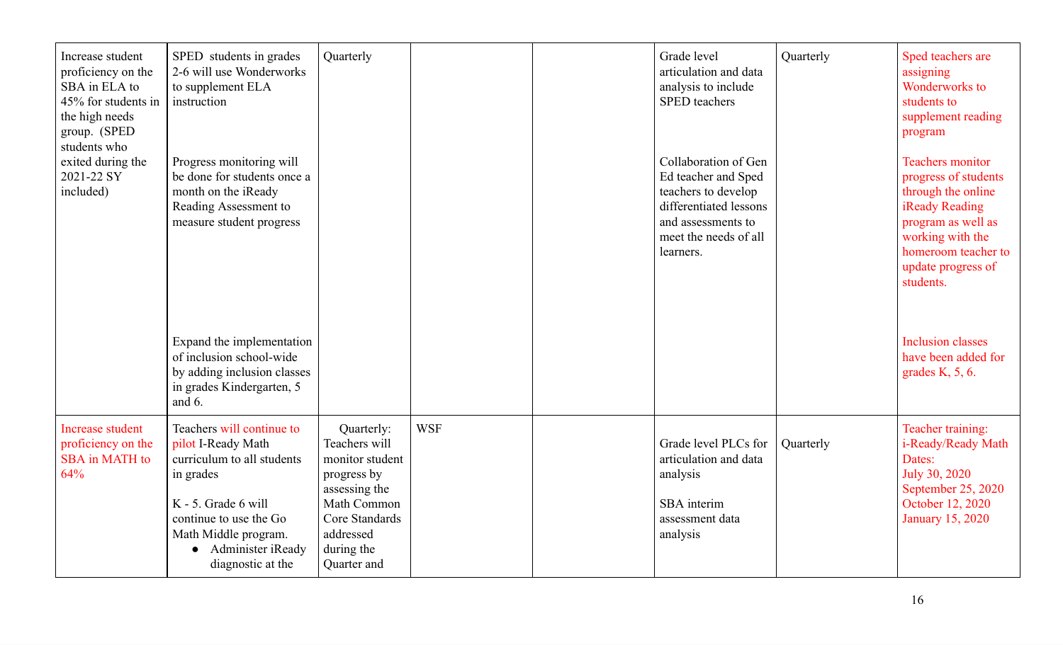| | | | | | | | |
|---|---|---|---|---|---|---|---|
| Increase student proficiency on the SBA in ELA to 45% for students in the high needs group. (SPED students who exited during the 2021-22 SY included) | SPED students in grades 2-6 will use Wonderworks to supplement ELA instruction<br><br>Progress monitoring will be done for students once a month on the iReady Reading Assessment to measure student progress<br><br>Expand the implementation of inclusion school-wide by adding inclusion classes in grades Kindergarten, 5 and 6. | Quarterly | | | Grade level articulation and data analysis to include SPED teachers<br><br>Collaboration of Gen Ed teacher and Sped teachers to develop differentiated lessons and assessments to meet the needs of all learners. | Quarterly | Sped teachers are assigning Wonderworks to students to supplement reading program<br><br>Teachers monitor progress of students through the online iReady Reading program as well as working with the homeroom teacher to update progress of students.<br><br>Inclusion classes have been added for grades K, 5, 6. |
| Increase student proficiency on the SBA in MATH to 64% | Teachers will continue to pilot I-Ready Math curriculum to all students in grades<br><br>K - 5. Grade 6 will continue to use the Go Math Middle program.<br>● Administer iReady diagnostic at the | Quarterly: Teachers will monitor student progress by assessing the Math Common Core Standards addressed during the Quarter and | WSF | | Grade level PLCs for articulation and data analysis<br><br>SBA interim assessment data analysis | Quarterly | Teacher training: i-Ready/Ready Math Dates: July 30, 2020 September 25, 2020 October 12, 2020 January 15, 2020 |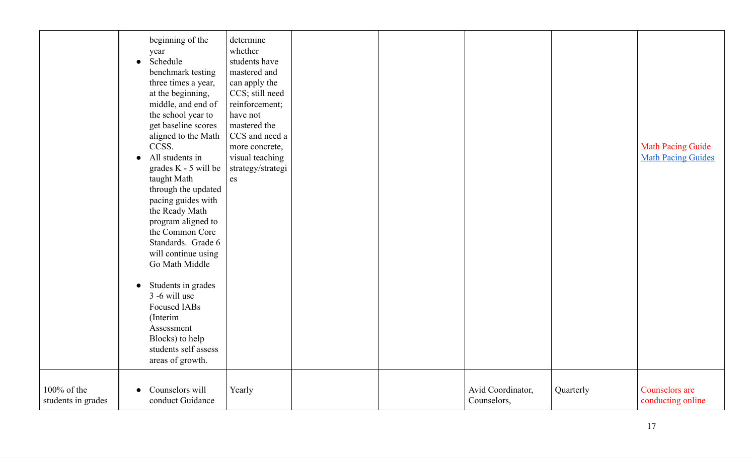| | | | | | | | |
|---|---|---|---|---|---|---|---|
| | beginning of the year<br>● Schedule benchmark testing three times a year, at the beginning, middle, and end of the school year to get baseline scores aligned to the Math CCSS.<br>● All students in grades K - 5 will be taught Math through the updated pacing guides with the Ready Math program aligned to the Common Core Standards. Grade 6 will continue using Go Math Middle<br><br>● Students in grades 3 -6 will use Focused IABs (Interim Assessment Blocks) to help students self assess areas of growth. | determine whether students have mastered and can apply the CCS; still need reinforcement; have not mastered the CCS and need a more concrete, visual teaching strategy/strategies | | | | | Math Pacing Guide<br>Math Pacing Guides |
| 100% of the students in grades | ● Counselors will conduct Guidance | Yearly | | | Avid Coordinator, Counselors, | Quarterly | Counselors are conducting online |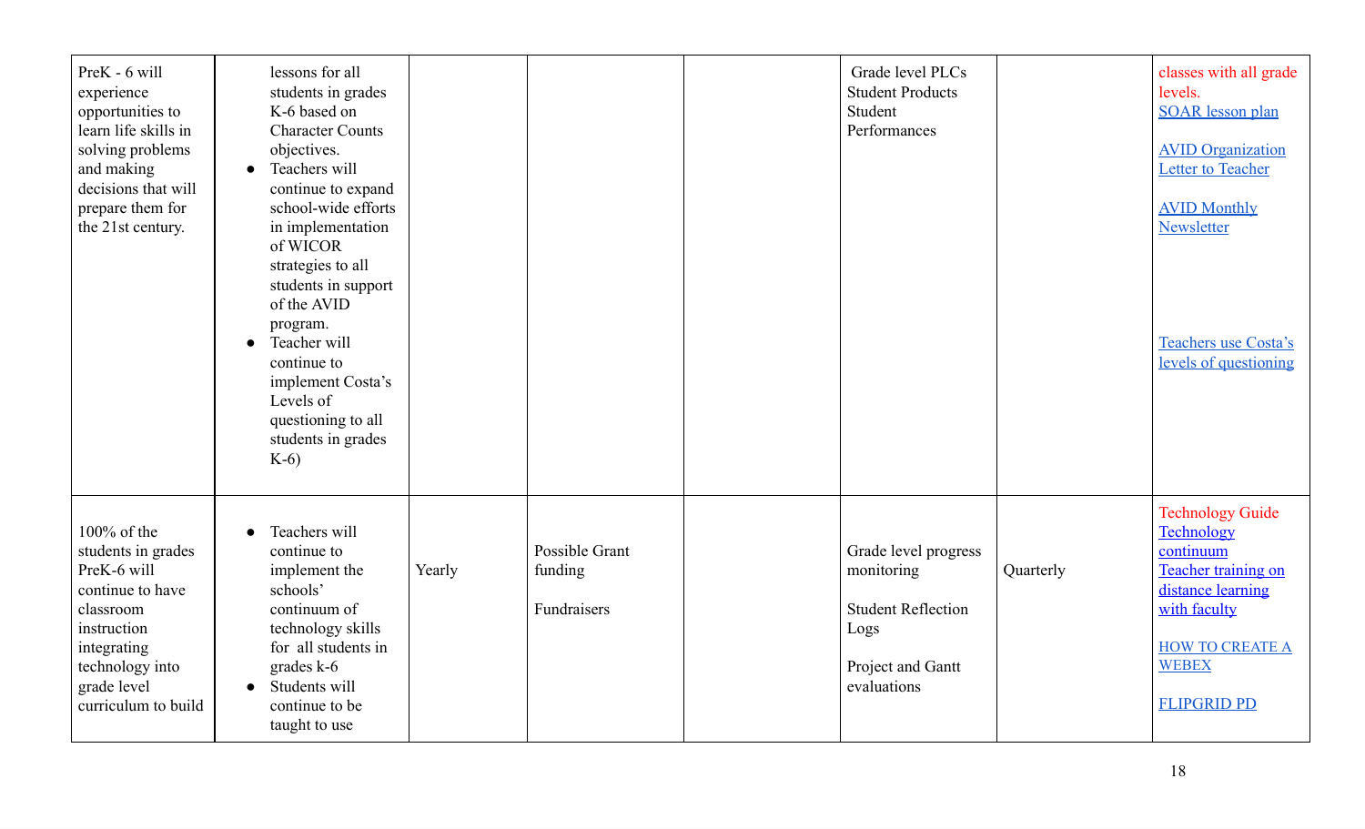| | | | | | | | |
|---|---|---|---|---|---|---|---|
| PreK - 6 will experience opportunities to learn life skills in solving problems and making decisions that will prepare them for the 21st century. | lessons for all students in grades K-6 based on Character Counts objectives.<br>• Teachers will continue to expand school-wide efforts in implementation of WICOR strategies to all students in support of the AVID program.<br>• Teacher will continue to implement Costa's Levels of questioning to all students in grades K-6) | | | | Grade level PLCs<br>Student Products<br>Student Performances | | classes with all grade levels.<br>SOAR lesson plan<br><br>AVID Organization Letter to Teacher<br><br>AVID Monthly Newsletter<br><br>Teachers use Costa's levels of questioning |
| 100% of the students in grades PreK-6 will continue to have classroom instruction integrating technology into grade level curriculum to build | • Teachers will continue to implement the schools' continuum of technology skills for all students in grades k-6<br>• Students will continue to be taught to use | Yearly | Possible Grant funding<br><br>Fundraisers | | Grade level progress monitoring<br><br>Student Reflection Logs<br><br>Project and Gantt evaluations | Quarterly | Technology Guide<br>Technology continuum<br>Teacher training on distance learning with faculty<br><br>HOW TO CREATE A WEBEX<br><br>FLIPGRID PD |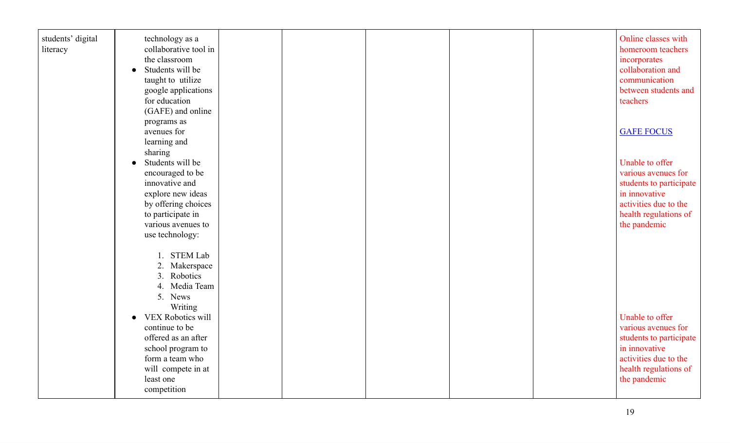| | | | | | | | |
|---|---|---|---|---|---|---|---|
| students' digital literacy | technology as a collaborative tool in the classroom<br>• Students will be taught to utilize google applications for education (GAFE) and online programs as avenues for learning and sharing<br>• Students will be encouraged to be innovative and explore new ideas by offering choices to participate in various avenues to use technology:<br>1. STEM Lab<br>2. Makerspace<br>3. Robotics<br>4. Media Team<br>5. News Writing<br>• VEX Robotics will continue to be offered as an after school program to form a team who will compete in at least one competition | | | | | | Online classes with homeroom teachers incorporates collaboration and communication between students and teachers<br><br>[GAFE FOCUS]<br><br>Unable to offer various avenues for students to participate in innovative activities due to the health regulations of the pandemic<br><br>Unable to offer various avenues for students to participate in innovative activities due to the health regulations of the pandemic |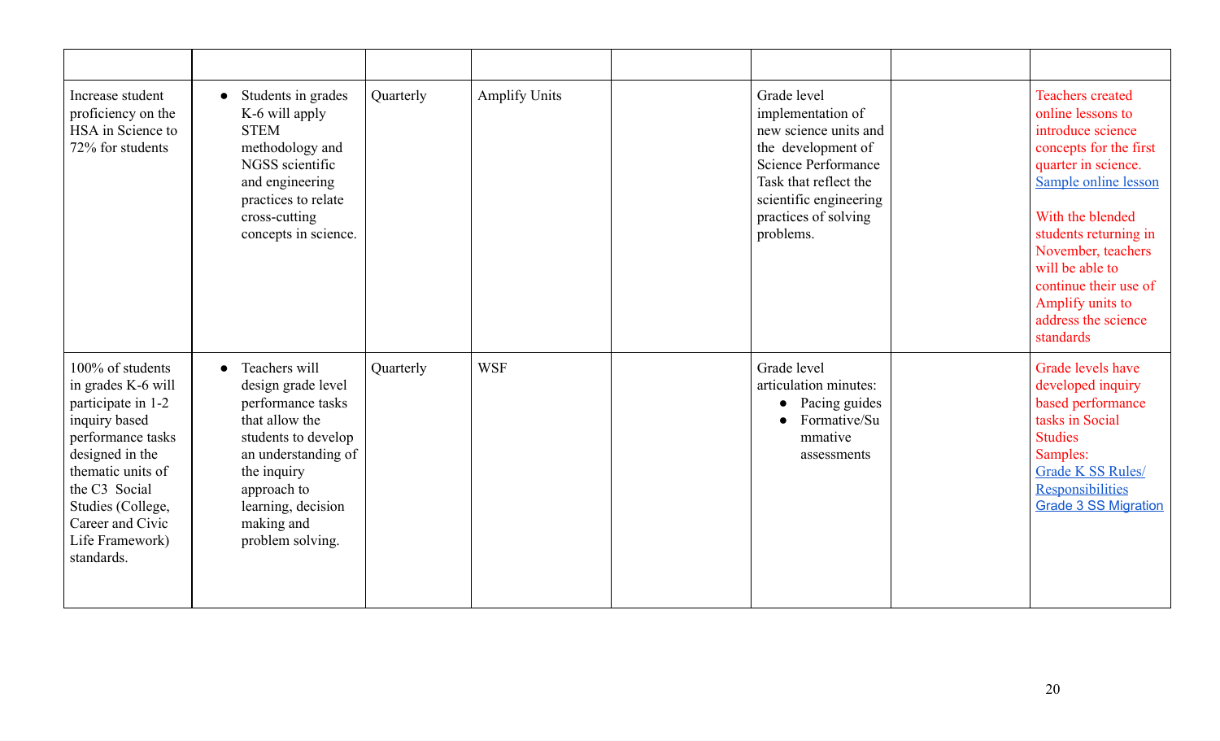| | | | | | | | |
|---|---|---|---|---|---|---|---|
| Increase student proficiency on the HSA in Science to 72% for students | • Students in grades K-6 will apply STEM methodology and NGSS scientific and engineering practices to relate cross-cutting concepts in science. | Quarterly | Amplify Units | | Grade level implementation of new science units and the development of Science Performance Task that reflect the scientific engineering practices of solving problems. | | Teachers created online lessons to introduce science concepts for the first quarter in science. Sample online lesson<br><br>With the blended students returning in November, teachers will be able to continue their use of Amplify units to address the science standards |
| 100% of students in grades K-6 will participate in 1-2 inquiry based performance tasks designed in the thematic units of the C3 Social Studies (College, Career and Civic Life Framework) standards. | • Teachers will design grade level performance tasks that allow the students to develop an understanding of the inquiry approach to learning, decision making and problem solving. | Quarterly | WSF | | Grade level articulation minutes:<br>• Pacing guides<br>• Formative/Summative assessments | | Grade levels have developed inquiry based performance tasks in Social Studies<br>Samples:<br>Grade K SS Rules/ Responsibilities<br>Grade 3 SS Migration |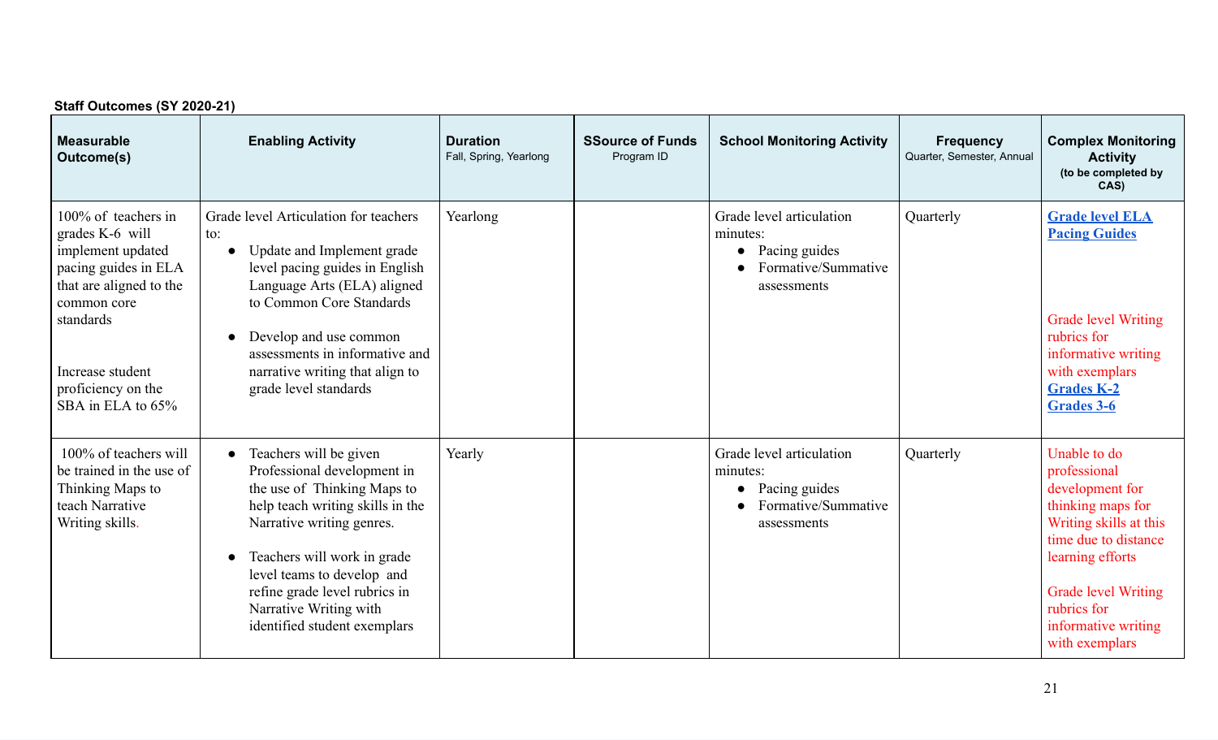**Staff Outcomes (SY 2020-21)**

| Measurable Outcome(s) | Enabling Activity | Duration<br>Fall, Spring, Yearlong | SSource of Funds<br>Program ID | School Monitoring Activity | Frequency<br>Quarter, Semester, Annual | Complex Monitoring Activity<br>(to be completed by CAS) |
|---|---|---|---|---|---|---|
| 100% of teachers in grades K-6 will implement updated pacing guides in ELA that are aligned to the common core standards<br><br>Increase student proficiency on the SBA in ELA to 65% | Grade level Articulation for teachers to:<br>● Update and Implement grade level pacing guides in English Language Arts (ELA) aligned to Common Core Standards<br>● Develop and use common assessments in informative and narrative writing that align to grade level standards | Yearlong | | Grade level articulation minutes:<br>● Pacing guides<br>● Formative/Summative assessments | Quarterly | Grade level ELA Pacing Guides<br><br>Grade level Writing rubrics for informative writing with exemplars<br>Grades K-2<br>Grades 3-6 |
| 100% of teachers will be trained in the use of Thinking Maps to teach Narrative Writing skills. | ● Teachers will be given Professional development in the use of Thinking Maps to help teach writing skills in the Narrative writing genres.<br>● Teachers will work in grade level teams to develop and refine grade level rubrics in Narrative Writing with identified student exemplars | Yearly | | Grade level articulation minutes:<br>● Pacing guides<br>● Formative/Summative assessments | Quarterly | Unable to do professional development for thinking maps for Writing skills at this time due to distance learning efforts<br><br>Grade level Writing rubrics for informative writing with exemplars |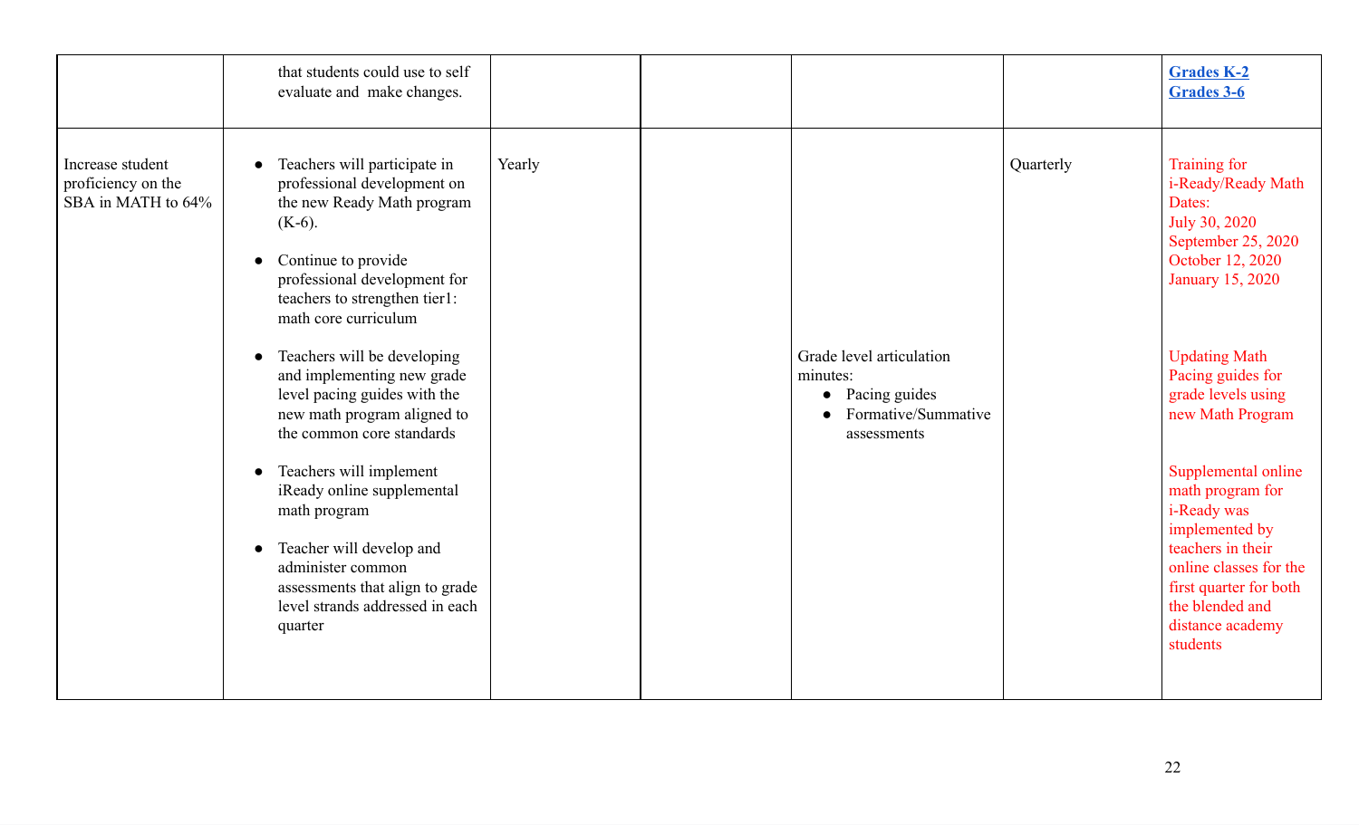| | | | | | | |
|---|---|---|---|---|---|---|
| | that students could use to self evaluate and make changes. | | | | | **Grades K-2**<br>**Grades 3-6** |
| Increase student proficiency on the SBA in MATH to 64% | • Teachers will participate in professional development on the new Ready Math program (K-6).<br><br>• Continue to provide professional development for teachers to strengthen tier1: math core curriculum<br><br>• Teachers will be developing and implementing new grade level pacing guides with the new math program aligned to the common core standards<br><br>• Teachers will implement iReady online supplemental math program<br><br>• Teacher will develop and administer common assessments that align to grade level strands addressed in each quarter | Yearly | | Grade level articulation minutes:<br>• Pacing guides<br>• Formative/Summative assessments | Quarterly | Training for i-Ready/Ready Math Dates:<br>July 30, 2020<br>September 25, 2020<br>October 12, 2020<br>January 15, 2020<br><br>Updating Math Pacing guides for grade levels using new Math Program<br><br>Supplemental online math program for i-Ready was implemented by teachers in their online classes for the first quarter for both the blended and distance academy students |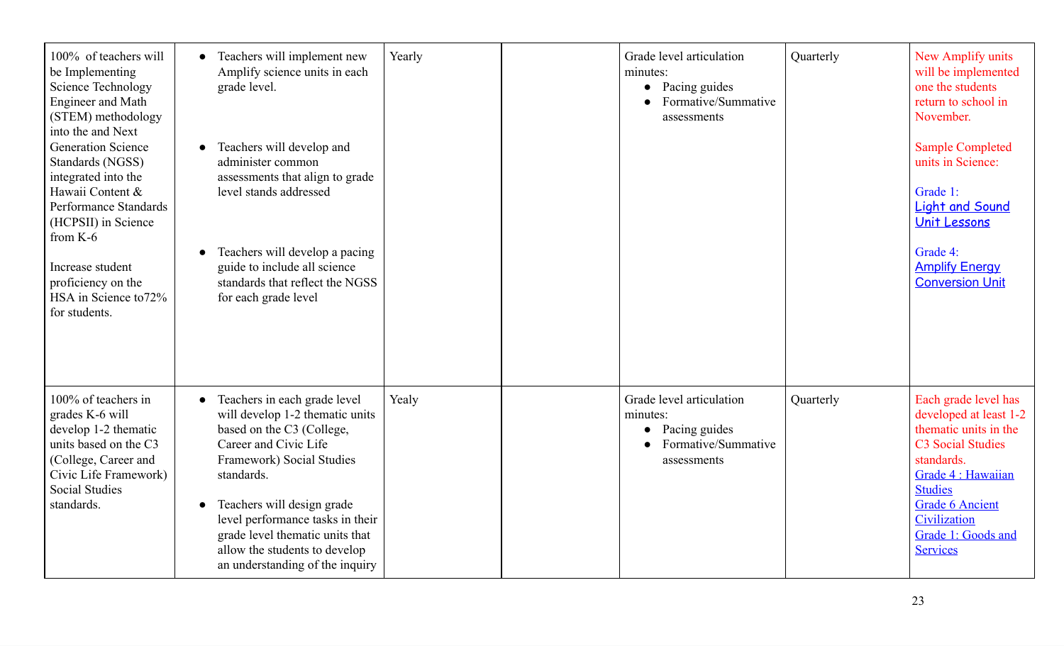| | | | | | | |
|---|---|---|---|---|---|---|
| 100% of teachers will be Implementing Science Technology Engineer and Math (STEM) methodology into the and Next Generation Science Standards (NGSS) integrated into the Hawaii Content & Performance Standards (HCPSII) in Science from K-6<br><br>Increase student proficiency on the HSA in Science to72% for students. | • Teachers will implement new Amplify science units in each grade level.<br><br>• Teachers will develop and administer common assessments that align to grade level stands addressed<br><br>• Teachers will develop a pacing guide to include all science standards that reflect the NGSS for each grade level | Yearly | | Grade level articulation minutes:<br>• Pacing guides<br>• Formative/Summative assessments | Quarterly | New Amplify units will be implemented one the students return to school in November.<br><br>Sample Completed units in Science:<br><br>Grade 1:<br>Light and Sound Unit Lessons<br><br>Grade 4:<br>Amplify Energy Conversion Unit |
| 100% of teachers in grades K-6 will develop 1-2 thematic units based on the C3 (College, Career and Civic Life Framework) Social Studies standards. | • Teachers in each grade level will develop 1-2 thematic units based on the C3 (College, Career and Civic Life Framework) Social Studies standards.<br><br>• Teachers will design grade level performance tasks in their grade level thematic units that allow the students to develop an understanding of the inquiry | Yealy | | Grade level articulation minutes:<br>• Pacing guides<br>• Formative/Summative assessments | Quarterly | Each grade level has developed at least 1-2 thematic units in the C3 Social Studies standards.<br>Grade 4 : Hawaiian Studies<br>Grade 6 Ancient Civilization<br>Grade 1: Goods and Services |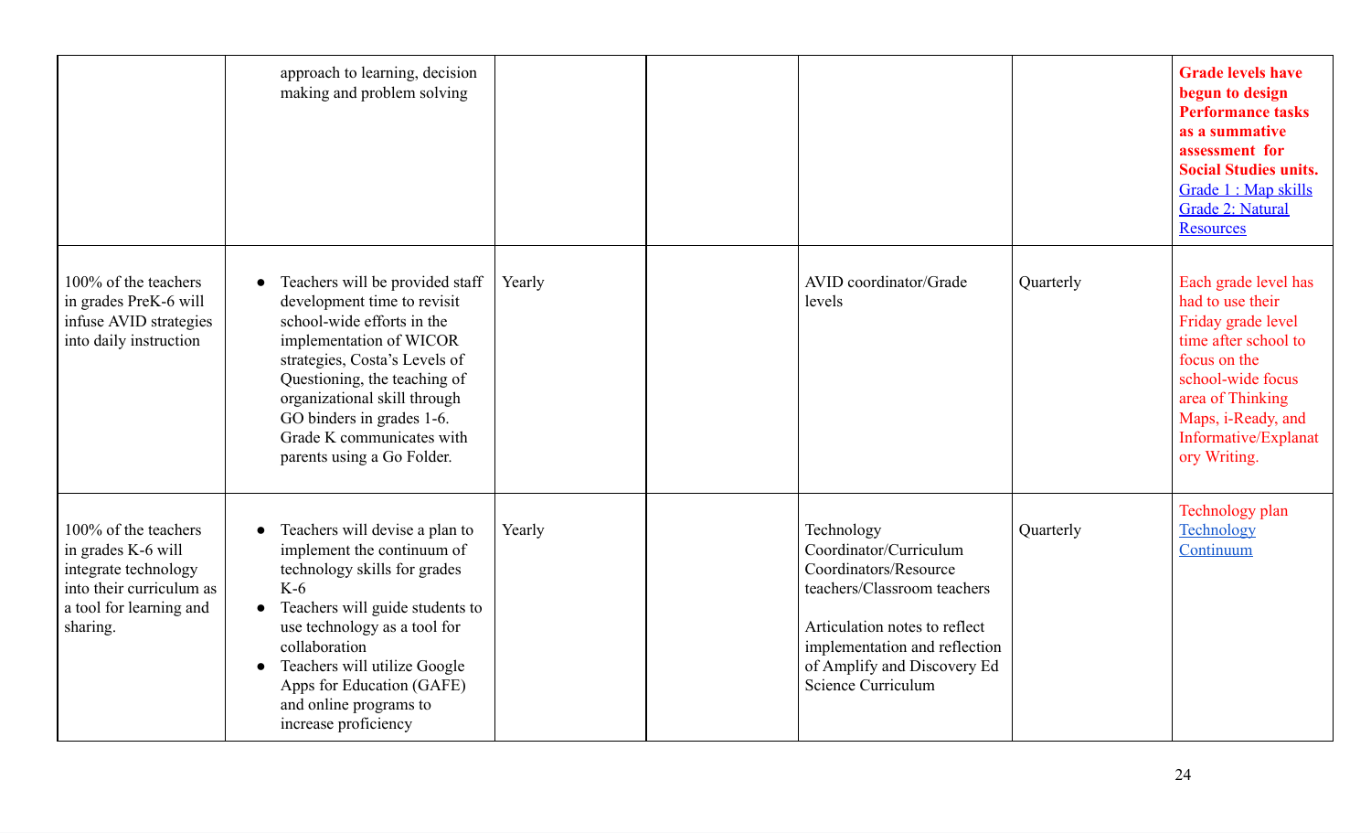| | | | | | | |
|---|---|---|---|---|---|---|
| | approach to learning, decision making and problem solving | | | | | **Grade levels have begun to design Performance tasks as a summative assessment for Social Studies units.** Grade 1 : Map skills Grade 2: Natural Resources |
| 100% of the teachers in grades PreK-6 will infuse AVID strategies into daily instruction | • Teachers will be provided staff development time to revisit school-wide efforts in the implementation of WICOR strategies, Costa's Levels of Questioning, the teaching of organizational skill through GO binders in grades 1-6. Grade K communicates with parents using a Go Folder. | Yearly | | AVID coordinator/Grade levels | Quarterly | Each grade level has had to use their Friday grade level time after school to focus on the school-wide focus area of Thinking Maps, i-Ready, and Informative/Explanatory Writing. |
| 100% of the teachers in grades K-6 will integrate technology into their curriculum as a tool for learning and sharing. | • Teachers will devise a plan to implement the continuum of technology skills for grades K-6<br>• Teachers will guide students to use technology as a tool for collaboration<br>• Teachers will utilize Google Apps for Education (GAFE) and online programs to increase proficiency | Yearly | | Technology Coordinator/Curriculum Coordinators/Resource teachers/Classroom teachers<br><br>Articulation notes to reflect implementation and reflection of Amplify and Discovery Ed Science Curriculum | Quarterly | Technology plan Technology Continuum |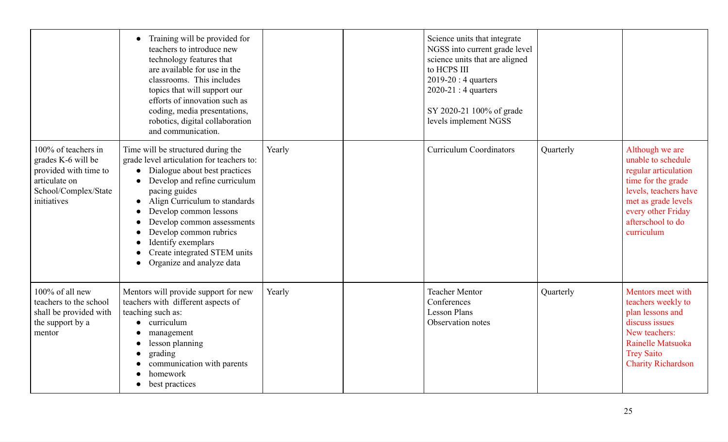| | | | | | | |
|---|---|---|---|---|---|---|
| | • Training will be provided for teachers to introduce new technology features that are available for use in the classrooms. This includes topics that will support our efforts of innovation such as coding, media presentations, robotics, digital collaboration and communication. | | | Science units that integrate NGSS into current grade level science units that are aligned to HCPS III<br>2019-20 : 4 quarters<br>2020-21 : 4 quarters<br><br>SY 2020-21 100% of grade levels implement NGSS | | |
| 100% of teachers in grades K-6 will be provided with time to articulate on School/Complex/State initiatives | Time will be structured during the grade level articulation for teachers to:<br>• Dialogue about best practices<br>• Develop and refine curriculum pacing guides<br>• Align Curriculum to standards<br>• Develop common lessons<br>• Develop common assessments<br>• Develop common rubrics<br>• Identify exemplars<br>• Create integrated STEM units<br>• Organize and analyze data | Yearly | | Curriculum Coordinators | Quarterly | Although we are unable to schedule regular articulation time for the grade levels, teachers have met as grade levels every other Friday afterschool to do curriculum |
| 100% of all new teachers to the school shall be provided with the support by a mentor | Mentors will provide support for new teachers with different aspects of teaching such as:<br>• curriculum<br>• management<br>• lesson planning<br>• grading<br>• communication with parents<br>• homework<br>• best practices | Yearly | | Teacher Mentor Conferences<br>Lesson Plans<br>Observation notes | Quarterly | Mentors meet with teachers weekly to plan lessons and discuss issues<br>New teachers:<br>Rainelle Matsuoka<br>Trey Saito<br>Charity Richardson |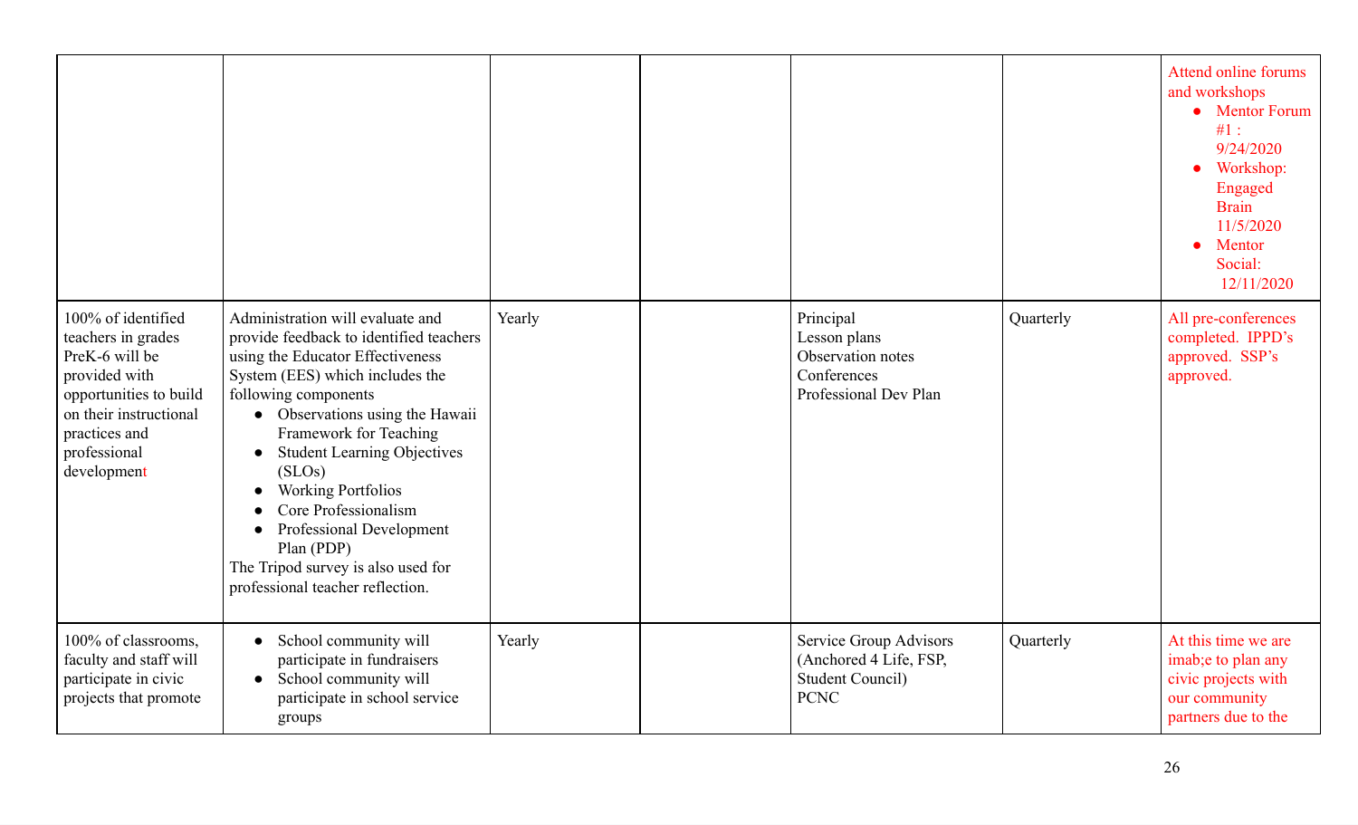| | | | | | | |
|---|---|---|---|---|---|---|
| | | | | | | Attend online forums and workshops<br>• Mentor Forum #1 : 9/24/2020<br>• Workshop: Engaged Brain 11/5/2020<br>• Mentor Social: 12/11/2020 |
| 100% of identified teachers in grades PreK-6 will be provided with opportunities to build on their instructional practices and professional development | Administration will evaluate and provide feedback to identified teachers using the Educator Effectiveness System (EES) which includes the following components<br>• Observations using the Hawaii Framework for Teaching<br>• Student Learning Objectives (SLOs)<br>• Working Portfolios<br>• Core Professionalism<br>• Professional Development Plan (PDP)<br>The Tripod survey is also used for professional teacher reflection. | Yearly | | Principal<br>Lesson plans<br>Observation notes<br>Conferences<br>Professional Dev Plan | Quarterly | All pre-conferences completed. IPPD's approved. SSP's approved. |
| 100% of classrooms, faculty and staff will participate in civic projects that promote | • School community will participate in fundraisers<br>• School community will participate in school service groups | Yearly | | Service Group Advisors (Anchored 4 Life, FSP, Student Council)<br>PCNC | Quarterly | At this time we are imab;e to plan any civic projects with our community partners due to the |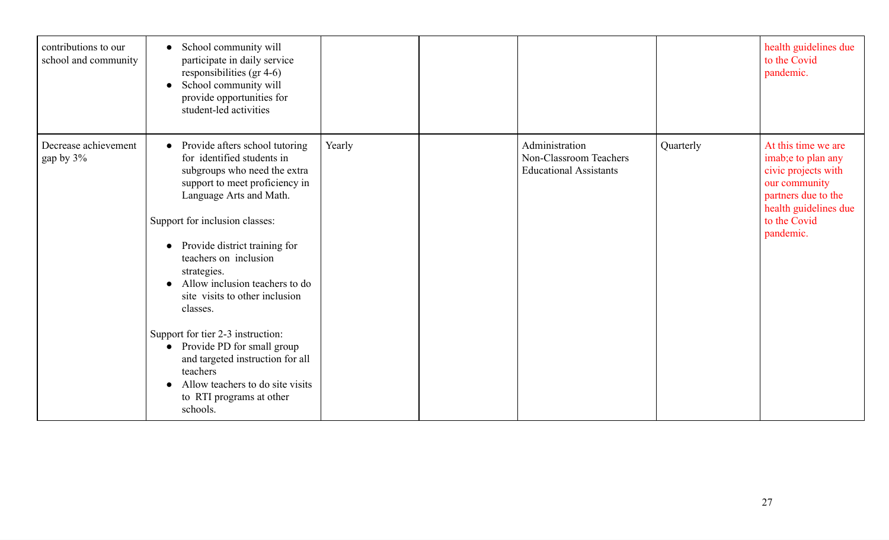| | | | | | | |
|---|---|---|---|---|---|---|
| contributions to our school and community | • School community will participate in daily service responsibilities (gr 4-6)<br>• School community will provide opportunities for student-led activities | | | | | health guidelines due to the Covid pandemic. |
| Decrease achievement gap by 3% | • Provide afters school tutoring for identified students in subgroups who need the extra support to meet proficiency in Language Arts and Math.<br><br>Support for inclusion classes:<br><br>• Provide district training for teachers on inclusion strategies.<br>• Allow inclusion teachers to do site visits to other inclusion classes.<br><br>Support for tier 2-3 instruction:<br>• Provide PD for small group and targeted instruction for all teachers<br>• Allow teachers to do site visits to RTI programs at other schools. | Yearly | | Administration<br>Non-Classroom Teachers<br>Educational Assistants | Quarterly | At this time we are imab;e to plan any civic projects with our community partners due to the health guidelines due to the Covid pandemic. |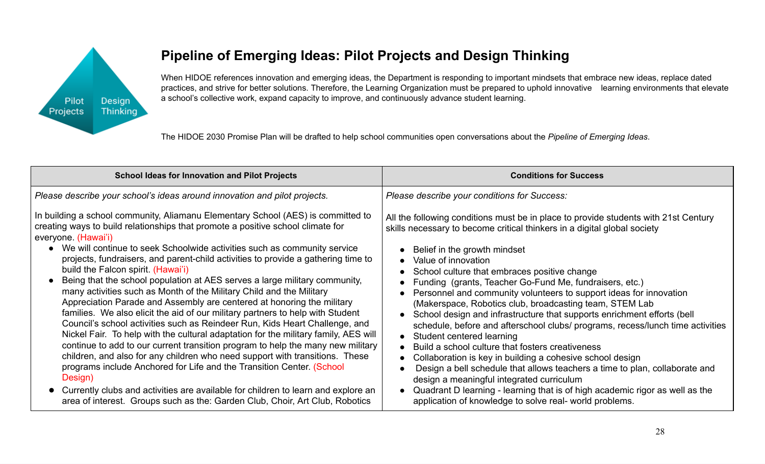## Pipeline of Emerging Ideas: Pilot Projects and Design Thinking

When HIDOE references innovation and emerging ideas, the Department is responding to important mindsets that embrace new ideas, replace dated practices, and strive for better solutions. Therefore, the Learning Organization must be prepared to uphold innovative learning environments that elevate a school's collective work, expand capacity to improve, and continuously advance student learning.

The HIDOE 2030 Promise Plan will be drafted to help school communities open conversations about the *Pipeline of Emerging Ideas*.

| School Ideas for Innovation and Pilot Projects | Conditions for Success |
|---|---|
| *Please describe your school's ideas around innovation and pilot projects.*<br><br>In building a school community, Aliamanu Elementary School (AES) is committed to creating ways to build relationships that promote a positive school climate for everyone. (Hawai'i)<br>• We will continue to seek Schoolwide activities such as community service projects, fundraisers, and parent-child activities to provide a gathering time to build the Falcon spirit. (Hawai'i)<br>• Being that the school population at AES serves a large military community, many activities such as Month of the Military Child and the Military Appreciation Parade and Assembly are centered at honoring the military families. We also elicit the aid of our military partners to help with Student Council's school activities such as Reindeer Run, Kids Heart Challenge, and Nickel Fair. To help with the cultural adaptation for the military family, AES will continue to add to our current transition program to help the many new military children, and also for any children who need support with transitions. These programs include Anchored for Life and the Transition Center. (School Design)<br>• Currently clubs and activities are available for children to learn and explore an area of interest. Groups such as the: Garden Club, Choir, Art Club, Robotics | *Please describe your conditions for Success:*<br><br>All the following conditions must be in place to provide students with 21st Century skills necessary to become critical thinkers in a digital global society<br><br>• Belief in the growth mindset<br>• Value of innovation<br>• School culture that embraces positive change<br>• Funding (grants, Teacher Go-Fund Me, fundraisers, etc.)<br>• Personnel and community volunteers to support ideas for innovation (Makerspace, Robotics club, broadcasting team, STEM Lab<br>• School design and infrastructure that supports enrichment efforts (bell schedule, before and afterschool clubs/ programs, recess/lunch time activities<br>• Student centered learning<br>• Build a school culture that fosters creativeness<br>• Collaboration is key in building a cohesive school design<br>• Design a bell schedule that allows teachers a time to plan, collaborate and design a meaningful integrated curriculum<br>• Quadrant D learning - learning that is of high academic rigor as well as the application of knowledge to solve real- world problems. |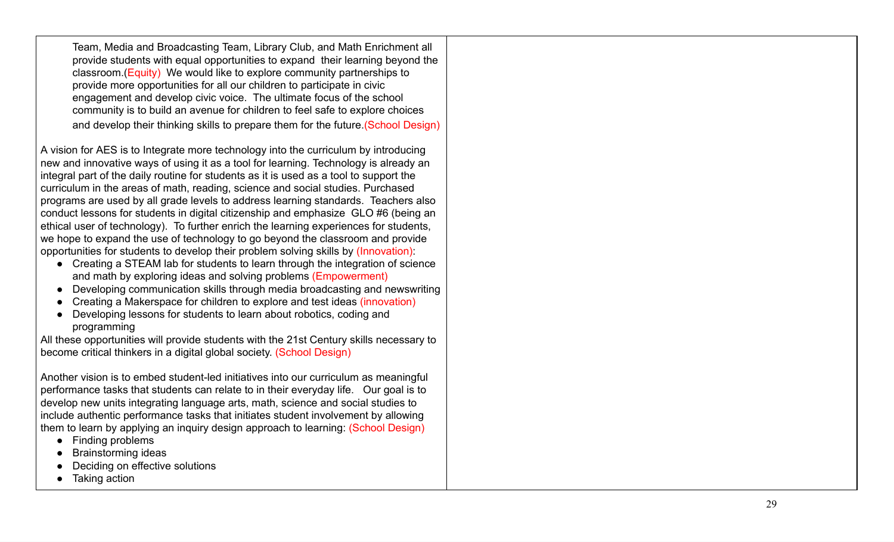Team, Media and Broadcasting Team, Library Club, and Math Enrichment all provide students with equal opportunities to expand their learning beyond the classroom.(Equity) We would like to explore community partnerships to provide more opportunities for all our children to participate in civic engagement and develop civic voice. The ultimate focus of the school community is to build an avenue for children to feel safe to explore choices and develop their thinking skills to prepare them for the future.(School Design)

A vision for AES is to Integrate more technology into the curriculum by introducing new and innovative ways of using it as a tool for learning. Technology is already an integral part of the daily routine for students as it is used as a tool to support the curriculum in the areas of math, reading, science and social studies. Purchased programs are used by all grade levels to address learning standards. Teachers also conduct lessons for students in digital citizenship and emphasize GLO #6 (being an ethical user of technology). To further enrich the learning experiences for students, we hope to expand the use of technology to go beyond the classroom and provide opportunities for students to develop their problem solving skills by (Innovation):

- Creating a STEAM lab for students to learn through the integration of science and math by exploring ideas and solving problems (Empowerment)
- Developing communication skills through media broadcasting and newswriting
- Creating a Makerspace for children to explore and test ideas (innovation)
- Developing lessons for students to learn about robotics, coding and programming

All these opportunities will provide students with the 21st Century skills necessary to become critical thinkers in a digital global society. (School Design)

Another vision is to embed student-led initiatives into our curriculum as meaningful performance tasks that students can relate to in their everyday life. Our goal is to develop new units integrating language arts, math, science and social studies to include authentic performance tasks that initiates student involvement by allowing them to learn by applying an inquiry design approach to learning: (School Design)

- Finding problems
- Brainstorming ideas
- Deciding on effective solutions
- Taking action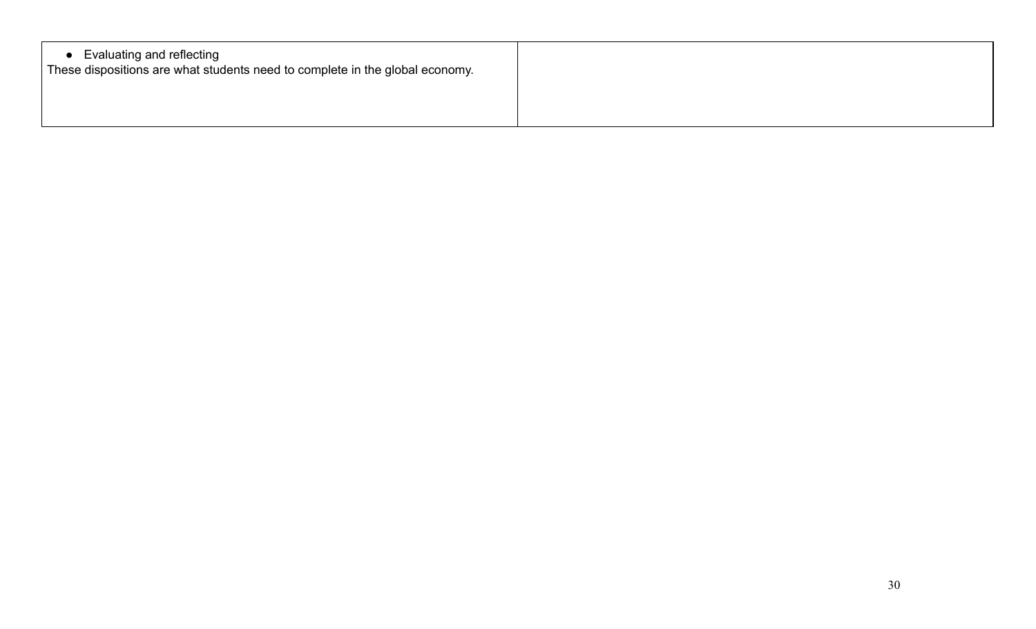| | |
|---|---|
| • Evaluating and reflecting<br>These dispositions are what students need to complete in the global economy. | |